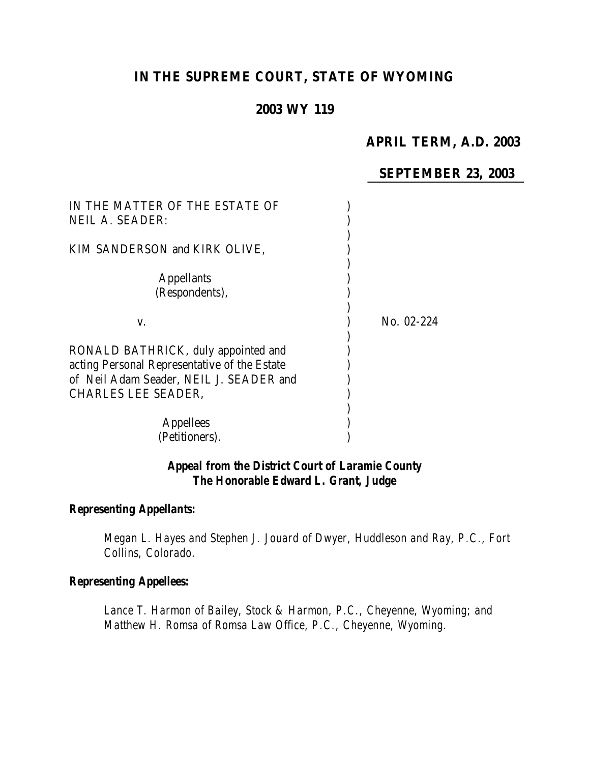# IN THE SUPREME COURT, STATE OF WYOMING

## 2003 WY 119

**APRIL TERM, A.D. 2003**

**SEPTEMBER 23, 2003**

IN THE MATTER OF THE ESTATE OF NEIL A. SEADER:

KIM SANDERSON and KIRK OLIVE,

Appellants (Respondents),

v.

No. 02-224

RONALD BATHRICK, duly appointed and acting Personal Representative of the Estate of Neil Adam Seader, NEIL J. SEADER and CHARLES LEE SEADER,

Appellees (Petitioners).

***Appeal from the District Court of Laramie County***
***The Honorable Edward L. Grant, Judge***

***Representing Appellants:***

*Megan L. Hayes and Stephen J. Jouard of Dwyer, Huddleson and Ray, P.C., Fort Collins, Colorado.*

***Representing Appellees:***

*Lance T. Harmon of Bailey, Stock & Harmon, P.C., Cheyenne, Wyoming; and Matthew H. Romsa of Romsa Law Office, P.C., Cheyenne, Wyoming.*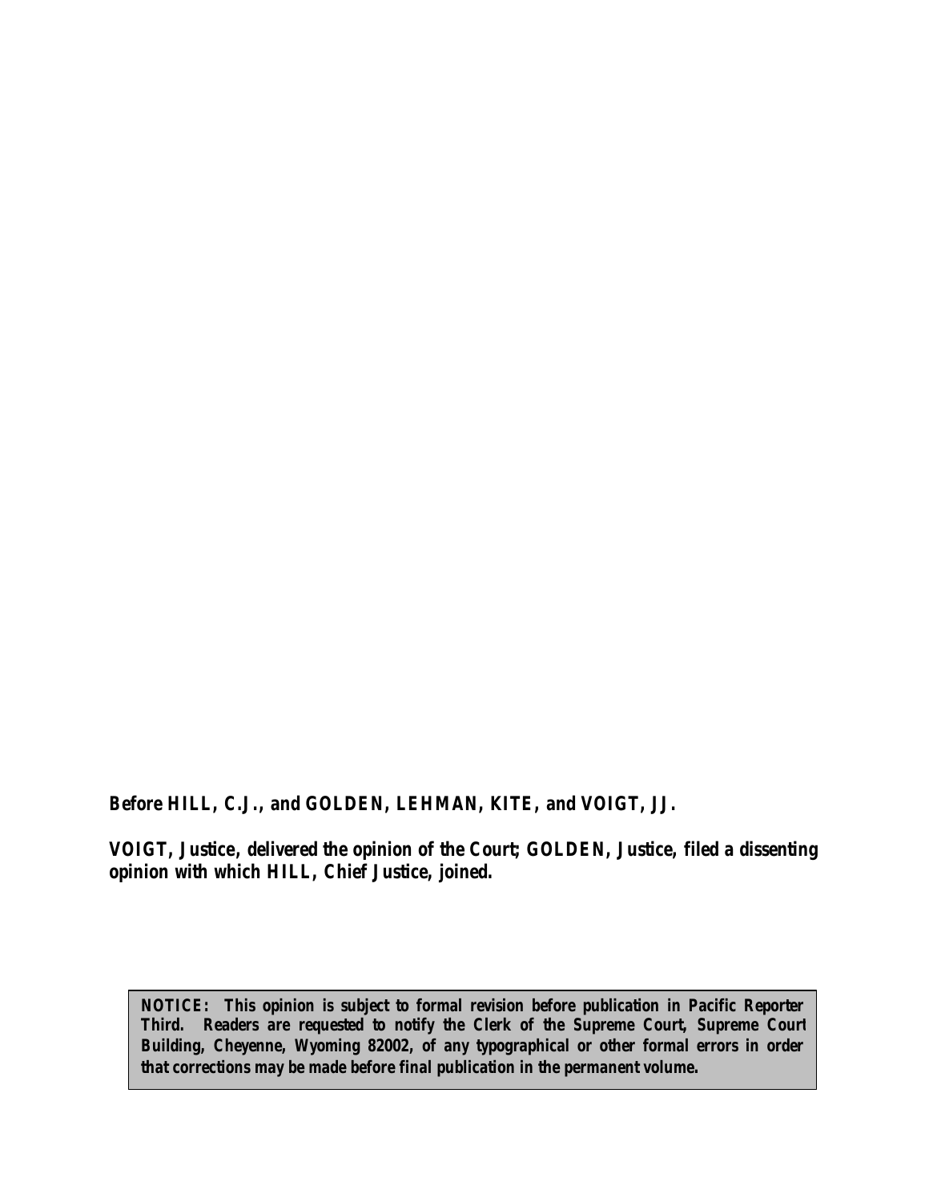**Before HILL, C.J., and GOLDEN, LEHMAN, KITE, and VOIGT, JJ.**

**VOIGT, Justice, delivered the opinion of the Court; GOLDEN, Justice, filed a dissenting opinion with which HILL, Chief Justice, joined.**

**NOTICE: This opinion is subject to formal revision before publication in Pacific Reporter Third. Readers are requested to notify the Clerk of the Supreme Court, Supreme Court Building, Cheyenne, Wyoming 82002, of any typographical or other formal errors in order that corrections may be made before final publication in the permanent volume.**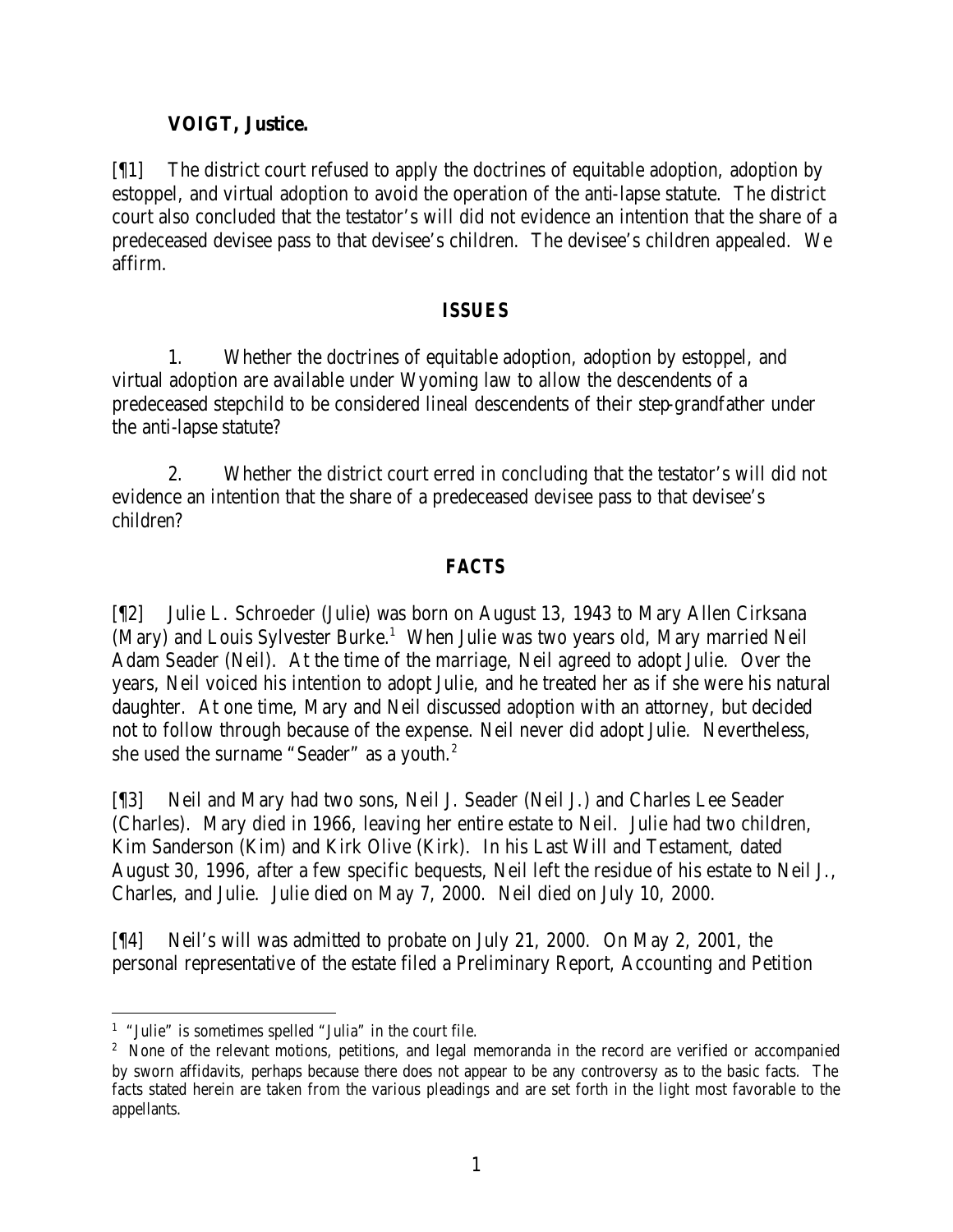**VOIGT, Justice.**

[¶1] The district court refused to apply the doctrines of equitable adoption, adoption by estoppel, and virtual adoption to avoid the operation of the anti-lapse statute. The district court also concluded that the testator's will did not evidence an intention that the share of a predeceased devisee pass to that devisee's children. The devisee's children appealed. We affirm.

## ISSUES

1. Whether the doctrines of equitable adoption, adoption by estoppel, and virtual adoption are available under Wyoming law to allow the descendents of a predeceased stepchild to be considered lineal descendents of their step-grandfather under the anti-lapse statute?

2. Whether the district court erred in concluding that the testator's will did not evidence an intention that the share of a predeceased devisee pass to that devisee's children?

## FACTS

[¶2] Julie L. Schroeder (Julie) was born on August 13, 1943 to Mary Allen Cirksana (Mary) and Louis Sylvester Burke.[1] When Julie was two years old, Mary married Neil Adam Seader (Neil). At the time of the marriage, Neil agreed to adopt Julie. Over the years, Neil voiced his intention to adopt Julie, and he treated her as if she were his natural daughter. At one time, Mary and Neil discussed adoption with an attorney, but decided not to follow through because of the expense. Neil never did adopt Julie. Nevertheless, she used the surname "Seader" as a youth.[2]

[¶3] Neil and Mary had two sons, Neil J. Seader (Neil J.) and Charles Lee Seader (Charles). Mary died in 1966, leaving her entire estate to Neil. Julie had two children, Kim Sanderson (Kim) and Kirk Olive (Kirk). In his Last Will and Testament, dated August 30, 1996, after a few specific bequests, Neil left the residue of his estate to Neil J., Charles, and Julie. Julie died on May 7, 2000. Neil died on July 10, 2000.

[¶4] Neil's will was admitted to probate on July 21, 2000. On May 2, 2001, the personal representative of the estate filed a Preliminary Report, Accounting and Petition

---

[1] "Julie" is sometimes spelled "Julia" in the court file.

[2] None of the relevant motions, petitions, and legal memoranda in the record are verified or accompanied by sworn affidavits, perhaps because there does not appear to be any controversy as to the basic facts. The facts stated herein are taken from the various pleadings and are set forth in the light most favorable to the appellants.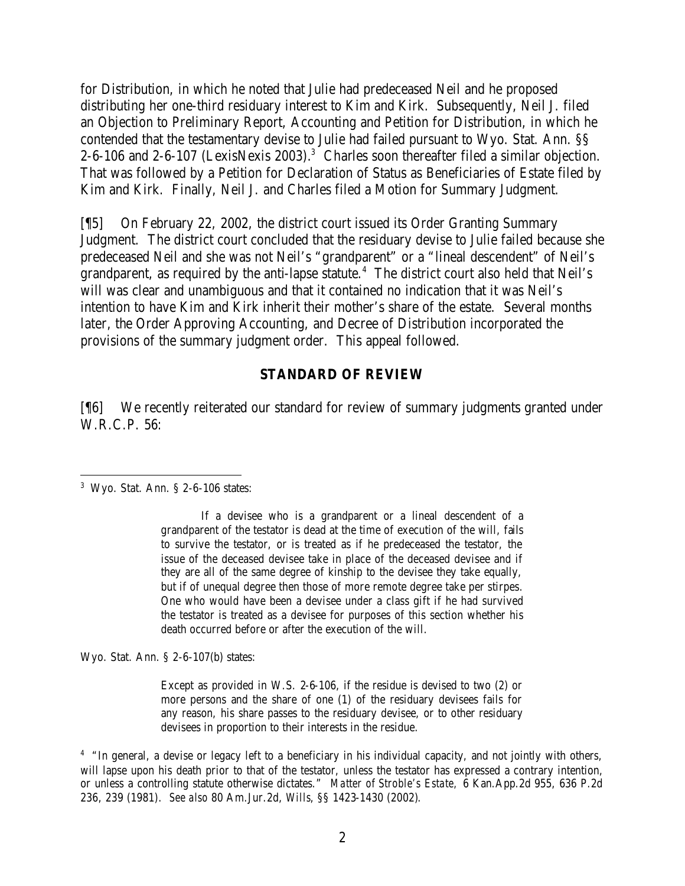for Distribution, in which he noted that Julie had predeceased Neil and he proposed distributing her one-third residuary interest to Kim and Kirk. Subsequently, Neil J. filed an Objection to Preliminary Report, Accounting and Petition for Distribution, in which he contended that the testamentary devise to Julie had failed pursuant to Wyo. Stat. Ann. §§ 2-6-106 and 2-6-107 (LexisNexis 2003).[3] Charles soon thereafter filed a similar objection. That was followed by a Petition for Declaration of Status as Beneficiaries of Estate filed by Kim and Kirk. Finally, Neil J. and Charles filed a Motion for Summary Judgment.

[¶5] On February 22, 2002, the district court issued its Order Granting Summary Judgment. The district court concluded that the residuary devise to Julie failed because she predeceased Neil and she was not Neil's "grandparent" or a "lineal descendent" of Neil's grandparent, as required by the anti-lapse statute.[4] The district court also held that Neil's will was clear and unambiguous and that it contained no indication that it was Neil's intention to have Kim and Kirk inherit their mother's share of the estate. Several months later, the Order Approving Accounting, and Decree of Distribution incorporated the provisions of the summary judgment order. This appeal followed.

## STANDARD OF REVIEW

[¶6] We recently reiterated our standard for review of summary judgments granted under W.R.C.P. 56:

---

[3] Wyo. Stat. Ann. § 2-6-106 states:

> If a devisee who is a grandparent or a lineal descendent of a grandparent of the testator is dead at the time of execution of the will, fails to survive the testator, or is treated as if he predeceased the testator, the issue of the deceased devisee take in place of the deceased devisee and if they are all of the same degree of kinship to the devisee they take equally, but if of unequal degree then those of more remote degree take per stirpes. One who would have been a devisee under a class gift if he had survived the testator is treated as a devisee for purposes of this section whether his death occurred before or after the execution of the will.

Wyo. Stat. Ann. § 2-6-107(b) states:

> Except as provided in W.S. 2-6-106, if the residue is devised to two (2) or more persons and the share of one (1) of the residuary devisees fails for any reason, his share passes to the residuary devisee, or to other residuary devisees in proportion to their interests in the residue.

[4] "In general, a devise or legacy left to a beneficiary in his individual capacity, and not jointly with others, will lapse upon his death prior to that of the testator, unless the testator has expressed a contrary intention, or unless a controlling statute otherwise dictates." *Matter of Stroble's Estate*, 6 Kan.App.2d 955, 636 P.2d 236, 239 (1981). *See also* 80 Am.Jur.2d, *Wills*, §§ 1423-1430 (2002).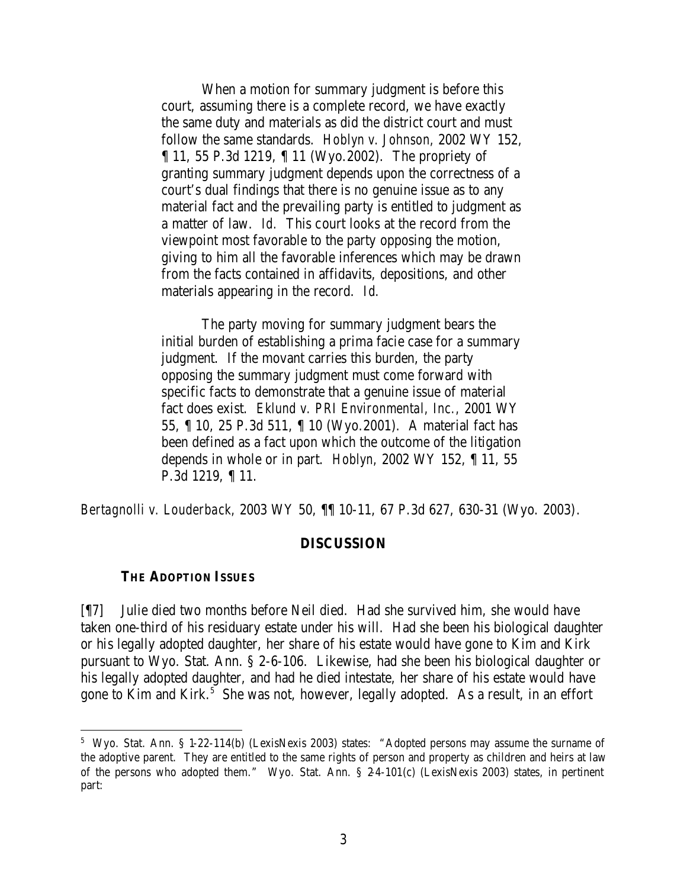> When a motion for summary judgment is before this court, assuming there is a complete record, we have exactly the same duty and materials as did the district court and must follow the same standards. *Hoblyn v. Johnson*, 2002 WY 152, ¶ 11, 55 P.3d 1219, ¶ 11 (Wyo.2002). The propriety of granting summary judgment depends upon the correctness of a court's dual findings that there is no genuine issue as to any material fact and the prevailing party is entitled to judgment as a matter of law. *Id.* This court looks at the record from the viewpoint most favorable to the party opposing the motion, giving to him all the favorable inferences which may be drawn from the facts contained in affidavits, depositions, and other materials appearing in the record. *Id.*
>
> The party moving for summary judgment bears the initial burden of establishing a prima facie case for a summary judgment. If the movant carries this burden, the party opposing the summary judgment must come forward with specific facts to demonstrate that a genuine issue of material fact does exist. *Eklund v. PRI Environmental, Inc.*, 2001 WY 55, ¶ 10, 25 P.3d 511, ¶ 10 (Wyo.2001). A material fact has been defined as a fact upon which the outcome of the litigation depends in whole or in part. *Hoblyn*, 2002 WY 152, ¶ 11, 55 P.3d 1219, ¶ 11.

*Bertagnolli v. Louderback*, 2003 WY 50, ¶¶ 10-11, 67 P.3d 627, 630-31 (Wyo. 2003).

## DISCUSSION

### THE ADOPTION ISSUES

[¶7] Julie died two months before Neil died. Had she survived him, she would have taken one-third of his residuary estate under his will. Had she been his biological daughter or his legally adopted daughter, her share of his estate would have gone to Kim and Kirk pursuant to Wyo. Stat. Ann. § 2-6-106. Likewise, had she been his biological daughter or his legally adopted daughter, and had he died intestate, her share of his estate would have gone to Kim and Kirk.[5] She was not, however, legally adopted. As a result, in an effort

[5] Wyo. Stat. Ann. § 1-22-114(b) (LexisNexis 2003) states: "Adopted persons may assume the surname of the adoptive parent. They are entitled to the same rights of person and property as children and heirs at law of the persons who adopted them." Wyo. Stat. Ann. § 2-4-101(c) (LexisNexis 2003) states, in pertinent part: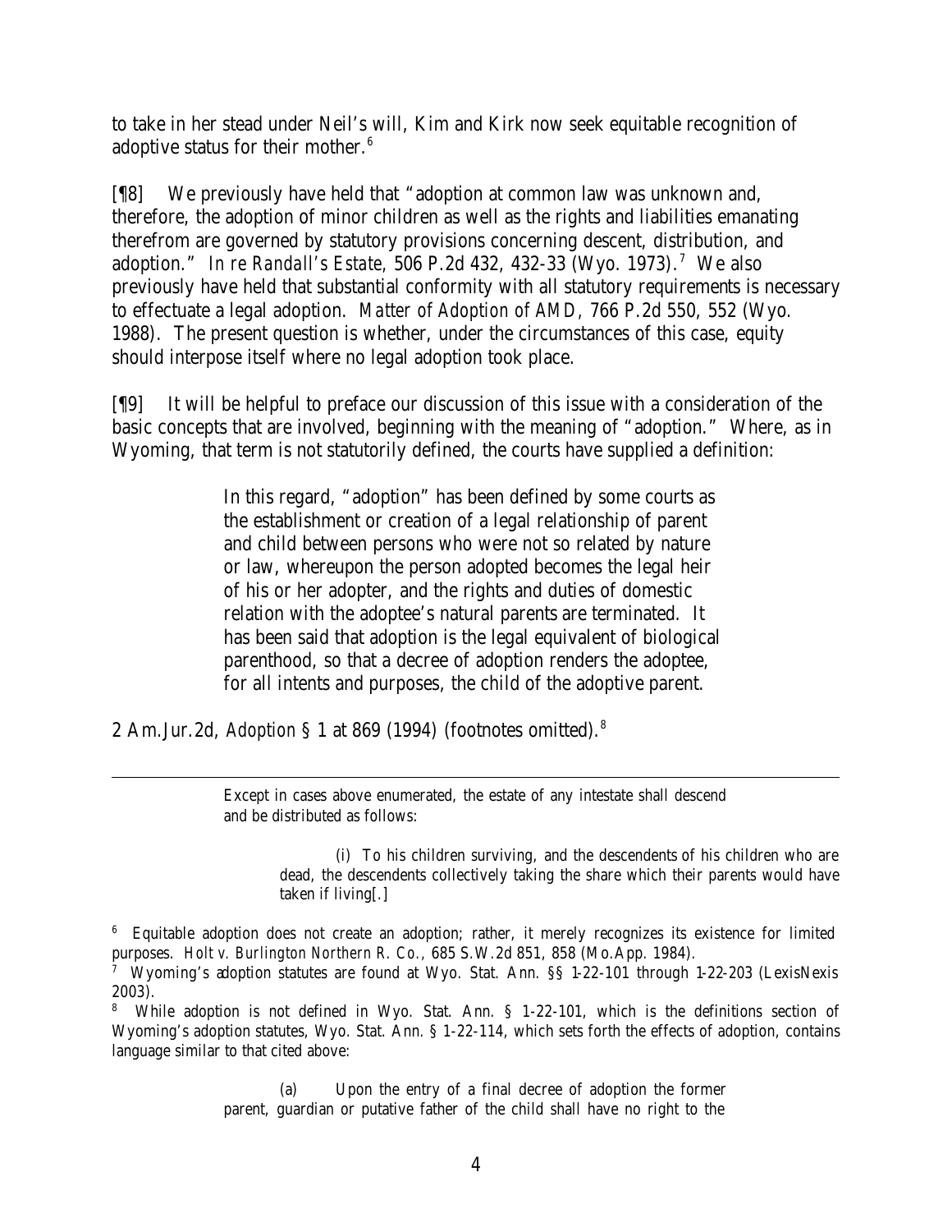to take in her stead under Neil's will, Kim and Kirk now seek equitable recognition of adoptive status for their mother.[6]

[¶8] We previously have held that "adoption at common law was unknown and, therefore, the adoption of minor children as well as the rights and liabilities emanating therefrom are governed by statutory provisions concerning descent, distribution, and adoption." *In re Randall's Estate*, 506 P.2d 432, 432-33 (Wyo. 1973).[7] We also previously have held that substantial conformity with all statutory requirements is necessary to effectuate a legal adoption. *Matter of Adoption of AMD*, 766 P.2d 550, 552 (Wyo. 1988). The present question is whether, under the circumstances of this case, equity should interpose itself where no legal adoption took place.

[¶9] It will be helpful to preface our discussion of this issue with a consideration of the basic concepts that are involved, beginning with the meaning of "adoption." Where, as in Wyoming, that term is not statutorily defined, the courts have supplied a definition:

> In this regard, "adoption" has been defined by some courts as the establishment or creation of a legal relationship of parent and child between persons who were not so related by nature or law, whereupon the person adopted becomes the legal heir of his or her adopter, and the rights and duties of domestic relation with the adoptee's natural parents are terminated. It has been said that adoption is the legal equivalent of biological parenthood, so that a decree of adoption renders the adoptee, for all intents and purposes, the child of the adoptive parent.

2 Am.Jur.2d, *Adoption* § 1 at 869 (1994) (footnotes omitted).[8]

---

> Except in cases above enumerated, the estate of any intestate shall descend and be distributed as follows:
>
> > (i) To his children surviving, and the descendents of his children who are dead, the descendents collectively taking the share which their parents would have taken if living[.]

[6] Equitable adoption does not create an adoption; rather, it merely recognizes its existence for limited purposes. *Holt v. Burlington Northern R. Co.*, 685 S.W.2d 851, 858 (Mo.App. 1984).

[7] Wyoming's adoption statutes are found at Wyo. Stat. Ann. §§ 1-22-101 through 1-22-203 (LexisNexis 2003).

[8] While adoption is not defined in Wyo. Stat. Ann. § 1-22-101, which is the definitions section of Wyoming's adoption statutes, Wyo. Stat. Ann. § 1-22-114, which sets forth the effects of adoption, contains language similar to that cited above:

> (a) Upon the entry of a final decree of adoption the former parent, guardian or putative father of the child shall have no right to the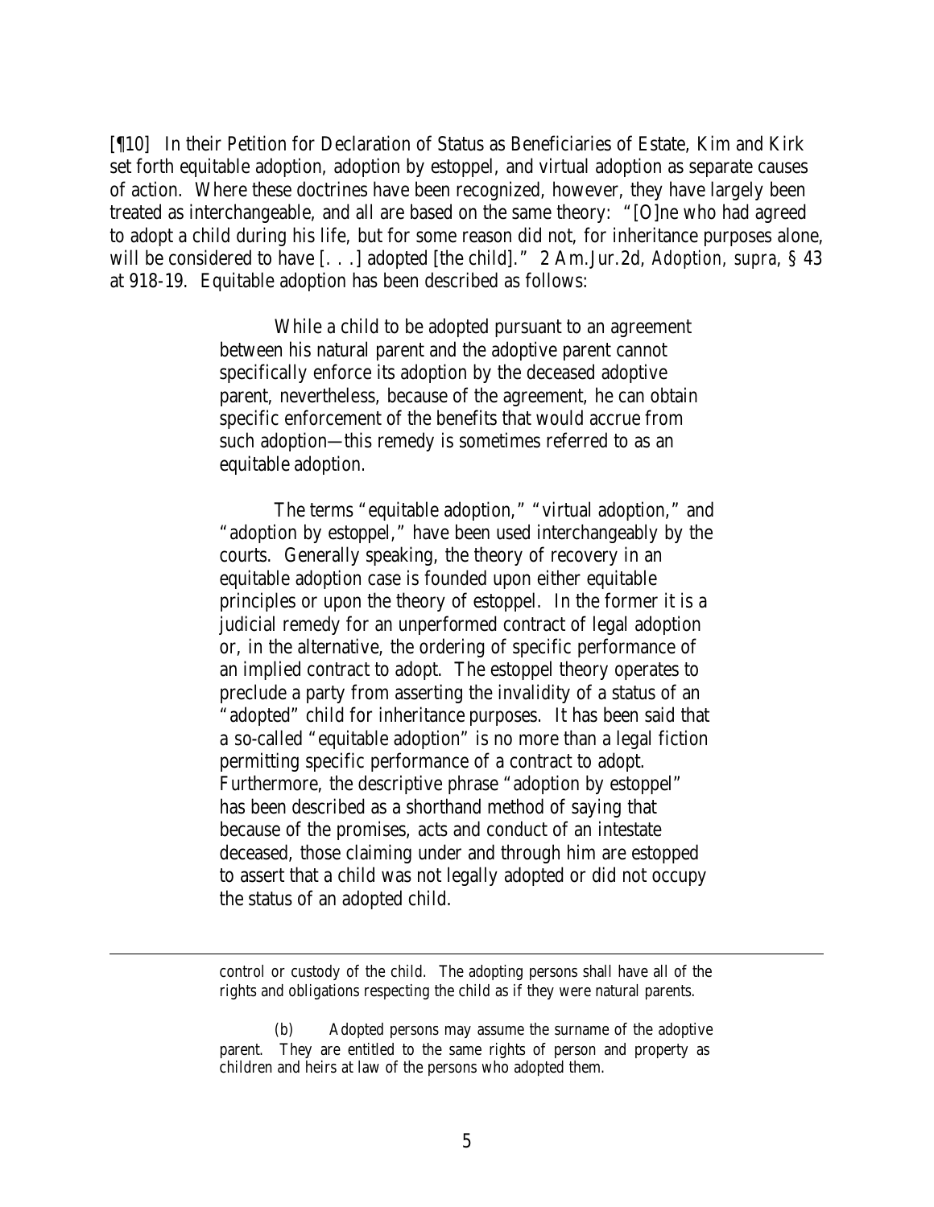[¶10] In their Petition for Declaration of Status as Beneficiaries of Estate, Kim and Kirk set forth equitable adoption, adoption by estoppel, and virtual adoption as separate causes of action. Where these doctrines have been recognized, however, they have largely been treated as interchangeable, and all are based on the same theory: "[O]ne who had agreed to adopt a child during his life, but for some reason did not, for inheritance purposes alone, will be considered to have [. . .] adopted [the child]." 2 Am.Jur.2d, *Adoption*, *supra*, § 43 at 918-19. Equitable adoption has been described as follows:

> While a child to be adopted pursuant to an agreement between his natural parent and the adoptive parent cannot specifically enforce its adoption by the deceased adoptive parent, nevertheless, because of the agreement, he can obtain specific enforcement of the benefits that would accrue from such adoption—this remedy is sometimes referred to as an equitable adoption.
>
> The terms "equitable adoption," "virtual adoption," and "adoption by estoppel," have been used interchangeably by the courts. Generally speaking, the theory of recovery in an equitable adoption case is founded upon either equitable principles or upon the theory of estoppel. In the former it is a judicial remedy for an unperformed contract of legal adoption or, in the alternative, the ordering of specific performance of an implied contract to adopt. The estoppel theory operates to preclude a party from asserting the invalidity of a status of an "adopted" child for inheritance purposes. It has been said that a so-called "equitable adoption" is no more than a legal fiction permitting specific performance of a contract to adopt. Furthermore, the descriptive phrase "adoption by estoppel" has been described as a shorthand method of saying that because of the promises, acts and conduct of an intestate deceased, those claiming under and through him are estopped to assert that a child was not legally adopted or did not occupy the status of an adopted child.

---

control or custody of the child. The adopting persons shall have all of the rights and obligations respecting the child as if they were natural parents.

(b) Adopted persons may assume the surname of the adoptive parent. They are entitled to the same rights of person and property as children and heirs at law of the persons who adopted them.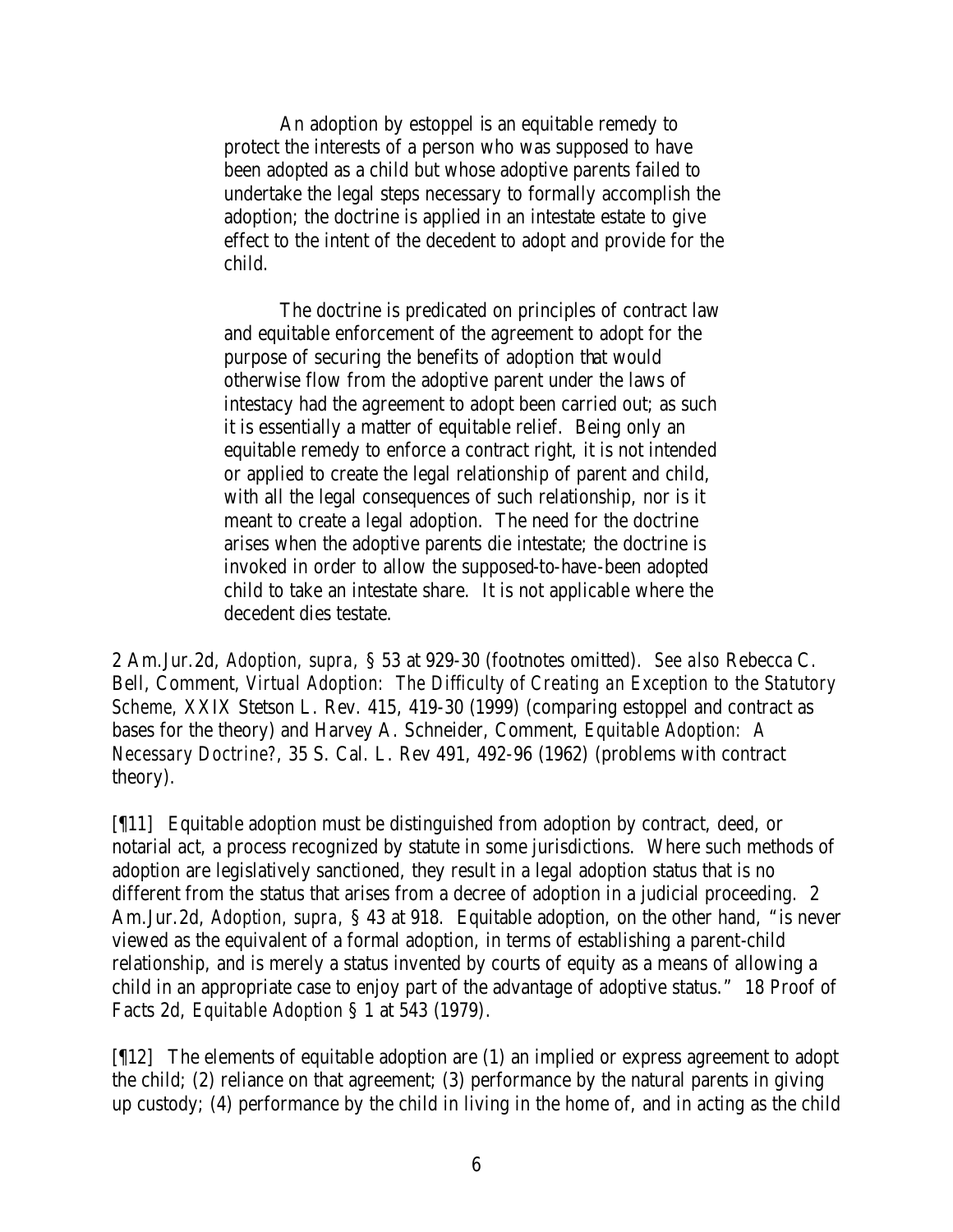> An adoption by estoppel is an equitable remedy to protect the interests of a person who was supposed to have been adopted as a child but whose adoptive parents failed to undertake the legal steps necessary to formally accomplish the adoption; the doctrine is applied in an intestate estate to give effect to the intent of the decedent to adopt and provide for the child.
>
> The doctrine is predicated on principles of contract law and equitable enforcement of the agreement to adopt for the purpose of securing the benefits of adoption that would otherwise flow from the adoptive parent under the laws of intestacy had the agreement to adopt been carried out; as such it is essentially a matter of equitable relief. Being only an equitable remedy to enforce a contract right, it is not intended or applied to create the legal relationship of parent and child, with all the legal consequences of such relationship, nor is it meant to create a legal adoption. The need for the doctrine arises when the adoptive parents die intestate; the doctrine is invoked in order to allow the supposed-to-have-been adopted child to take an intestate share. It is not applicable where the decedent dies testate.

2 Am.Jur.2d, *Adoption, supra*, § 53 at 929-30 (footnotes omitted). *See also* Rebecca C. Bell, Comment, *Virtual Adoption: The Difficulty of Creating an Exception to the Statutory Scheme*, XXIX Stetson L. Rev. 415, 419-30 (1999) (comparing estoppel and contract as bases for the theory) and Harvey A. Schneider, Comment, *Equitable Adoption: A Necessary Doctrine?*, 35 S. Cal. L. Rev 491, 492-96 (1962) (problems with contract theory).

[¶11] Equitable adoption must be distinguished from adoption by contract, deed, or notarial act, a process recognized by statute in some jurisdictions. Where such methods of adoption are legislatively sanctioned, they result in a legal adoption status that is no different from the status that arises from a decree of adoption in a judicial proceeding. 2 Am.Jur.2d, *Adoption, supra*, § 43 at 918. Equitable adoption, on the other hand, "is never viewed as the equivalent of a formal adoption, in terms of establishing a parent-child relationship, and is merely a status invented by courts of equity as a means of allowing a child in an appropriate case to enjoy part of the advantage of adoptive status." 18 Proof of Facts 2d, *Equitable Adoption* § 1 at 543 (1979).

[¶12] The elements of equitable adoption are (1) an implied or express agreement to adopt the child; (2) reliance on that agreement; (3) performance by the natural parents in giving up custody; (4) performance by the child in living in the home of, and in acting as the child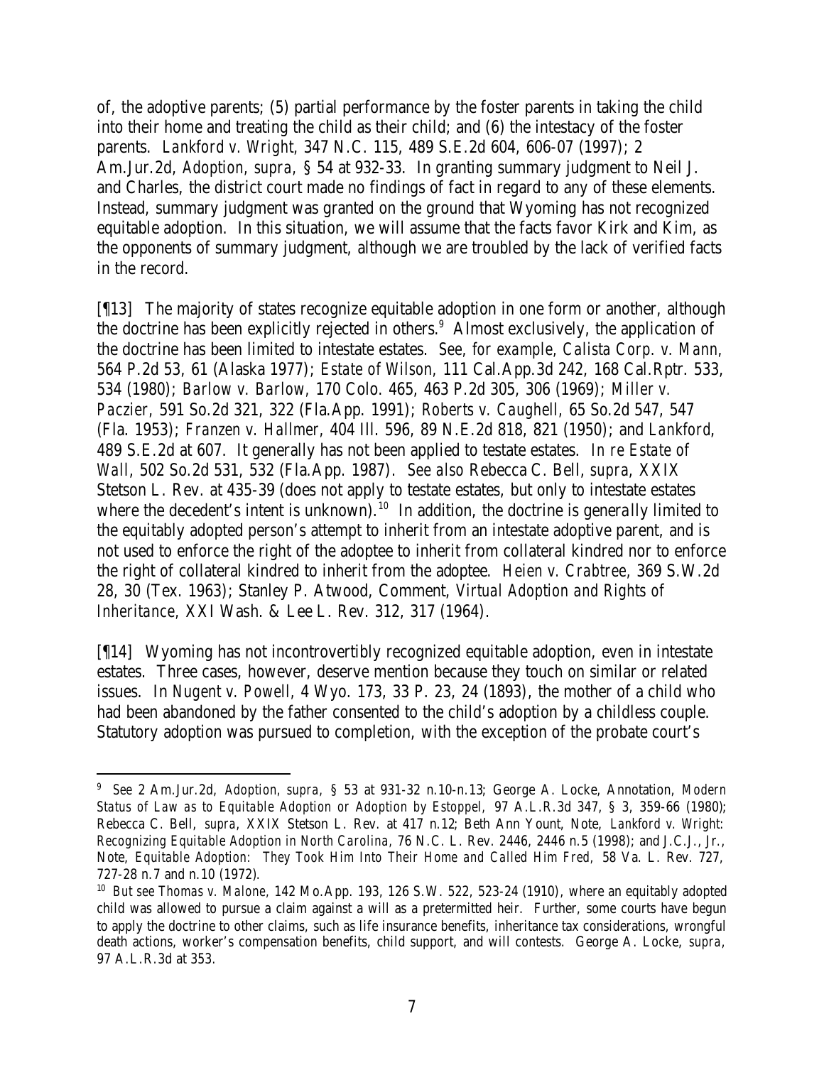of, the adoptive parents; (5) partial performance by the foster parents in taking the child into their home and treating the child as their child; and (6) the intestacy of the foster parents. *Lankford v. Wright*, 347 N.C. 115, 489 S.E.2d 604, 606-07 (1997); 2 Am.Jur.2d, *Adoption*, *supra*, § 54 at 932-33. In granting summary judgment to Neil J. and Charles, the district court made no findings of fact in regard to any of these elements. Instead, summary judgment was granted on the ground that Wyoming has not recognized equitable adoption. In this situation, we will assume that the facts favor Kirk and Kim, as the opponents of summary judgment, although we are troubled by the lack of verified facts in the record.

[¶13] The majority of states recognize equitable adoption in one form or another, although the doctrine has been explicitly rejected in others.[9] Almost exclusively, the application of the doctrine has been limited to intestate estates. *See, for example*, *Calista Corp. v. Mann*, 564 P.2d 53, 61 (Alaska 1977); *Estate of Wilson*, 111 Cal.App.3d 242, 168 Cal.Rptr. 533, 534 (1980); *Barlow v. Barlow*, 170 Colo. 465, 463 P.2d 305, 306 (1969); *Miller v. Paczier*, 591 So.2d 321, 322 (Fla.App. 1991); *Roberts v. Caughell*, 65 So.2d 547, 547 (Fla. 1953); *Franzen v. Hallmer*, 404 Ill. 596, 89 N.E.2d 818, 821 (1950); and *Lankford*, 489 S.E.2d at 607. It generally has not been applied to testate estates. *In re Estate of Wall*, 502 So.2d 531, 532 (Fla.App. 1987). *See also* Rebecca C. Bell, *supra*, XXIX Stetson L. Rev. at 435-39 (does not apply to testate estates, but only to intestate estates where the decedent's intent is unknown).[10] In addition, the doctrine is generally limited to the equitably adopted person's attempt to inherit from an intestate adoptive parent, and is not used to enforce the right of the adoptee to inherit from collateral kindred nor to enforce the right of collateral kindred to inherit from the adoptee. *Heien v. Crabtree*, 369 S.W.2d 28, 30 (Tex. 1963); Stanley P. Atwood, Comment, *Virtual Adoption and Rights of Inheritance*, XXI Wash. & Lee L. Rev. 312, 317 (1964).

[¶14] Wyoming has not incontrovertibly recognized equitable adoption, even in intestate estates. Three cases, however, deserve mention because they touch on similar or related issues. In *Nugent v. Powell*, 4 Wyo. 173, 33 P. 23, 24 (1893), the mother of a child who had been abandoned by the father consented to the child's adoption by a childless couple. Statutory adoption was pursued to completion, with the exception of the probate court's

---

[9] *See* 2 Am.Jur.2d, *Adoption*, *supra*, § 53 at 931-32 n.10-n.13; George A. Locke, Annotation, *Modern Status of Law as to Equitable Adoption or Adoption by Estoppel*, 97 A.L.R.3d 347, § 3, 359-66 (1980); Rebecca C. Bell, *supra*, XXIX Stetson L. Rev. at 417 n.12; Beth Ann Yount, Note, *Lankford v. Wright: Recognizing Equitable Adoption in North Carolina*, 76 N.C. L. Rev. 2446, 2446 n.5 (1998); and J.C.J., Jr., Note, *Equitable Adoption: They Took Him Into Their Home and Called Him Fred*, 58 Va. L. Rev. 727, 727-28 n.7 and n.10 (1972).

[10] *But see* *Thomas v. Malone*, 142 Mo.App. 193, 126 S.W. 522, 523-24 (1910), where an equitably adopted child was allowed to pursue a claim against a will as a pretermitted heir. Further, some courts have begun to apply the doctrine to other claims, such as life insurance benefits, inheritance tax considerations, wrongful death actions, worker's compensation benefits, child support, and will contests. George A. Locke, *supra*, 97 A.L.R.3d at 353.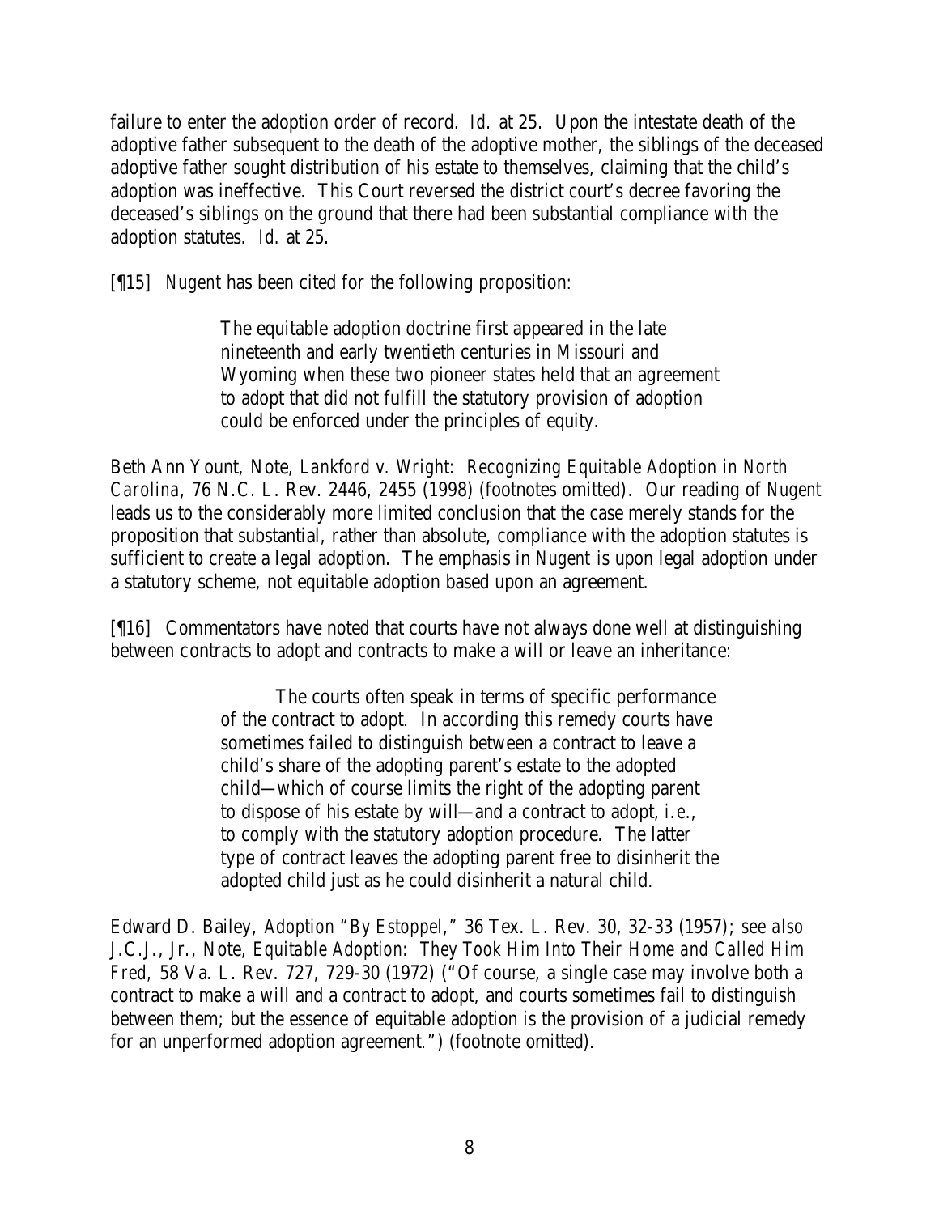failure to enter the adoption order of record. *Id.* at 25. Upon the intestate death of the adoptive father subsequent to the death of the adoptive mother, the siblings of the deceased adoptive father sought distribution of his estate to themselves, claiming that the child's adoption was ineffective. This Court reversed the district court's decree favoring the deceased's siblings on the ground that there had been substantial compliance with the adoption statutes. *Id.* at 25.

[¶15] *Nugent* has been cited for the following proposition:

> The equitable adoption doctrine first appeared in the late nineteenth and early twentieth centuries in Missouri and Wyoming when these two pioneer states held that an agreement to adopt that did not fulfill the statutory provision of adoption could be enforced under the principles of equity.

Beth Ann Yount, Note, *Lankford v. Wright: Recognizing Equitable Adoption in North Carolina*, 76 N.C. L. Rev. 2446, 2455 (1998) (footnotes omitted). Our reading of *Nugent* leads us to the considerably more limited conclusion that the case merely stands for the proposition that substantial, rather than absolute, compliance with the adoption statutes is sufficient to create a legal adoption. The emphasis in *Nugent* is upon legal adoption under a statutory scheme, not equitable adoption based upon an agreement.

[¶16] Commentators have noted that courts have not always done well at distinguishing between contracts to adopt and contracts to make a will or leave an inheritance:

> The courts often speak in terms of specific performance of the contract to adopt. In according this remedy courts have sometimes failed to distinguish between a contract to leave a child's share of the adopting parent's estate to the adopted child—which of course limits the right of the adopting parent to dispose of his estate by will—and a contract to adopt, *i.e.*, to comply with the statutory adoption procedure. The latter type of contract leaves the adopting parent free to disinherit the adopted child just as he could disinherit a natural child.

Edward D. Bailey, *Adoption "By Estoppel,"* 36 Tex. L. Rev. 30, 32-33 (1957); *see also* J.C.J., Jr., Note, *Equitable Adoption: They Took Him Into Their Home and Called Him Fred*, 58 Va. L. Rev. 727, 729-30 (1972) ("Of course, a single case may involve both a contract to make a will and a contract to adopt, and courts sometimes fail to distinguish between them; but the essence of equitable adoption is the provision of a judicial remedy for an unperformed adoption agreement.") (footnote omitted).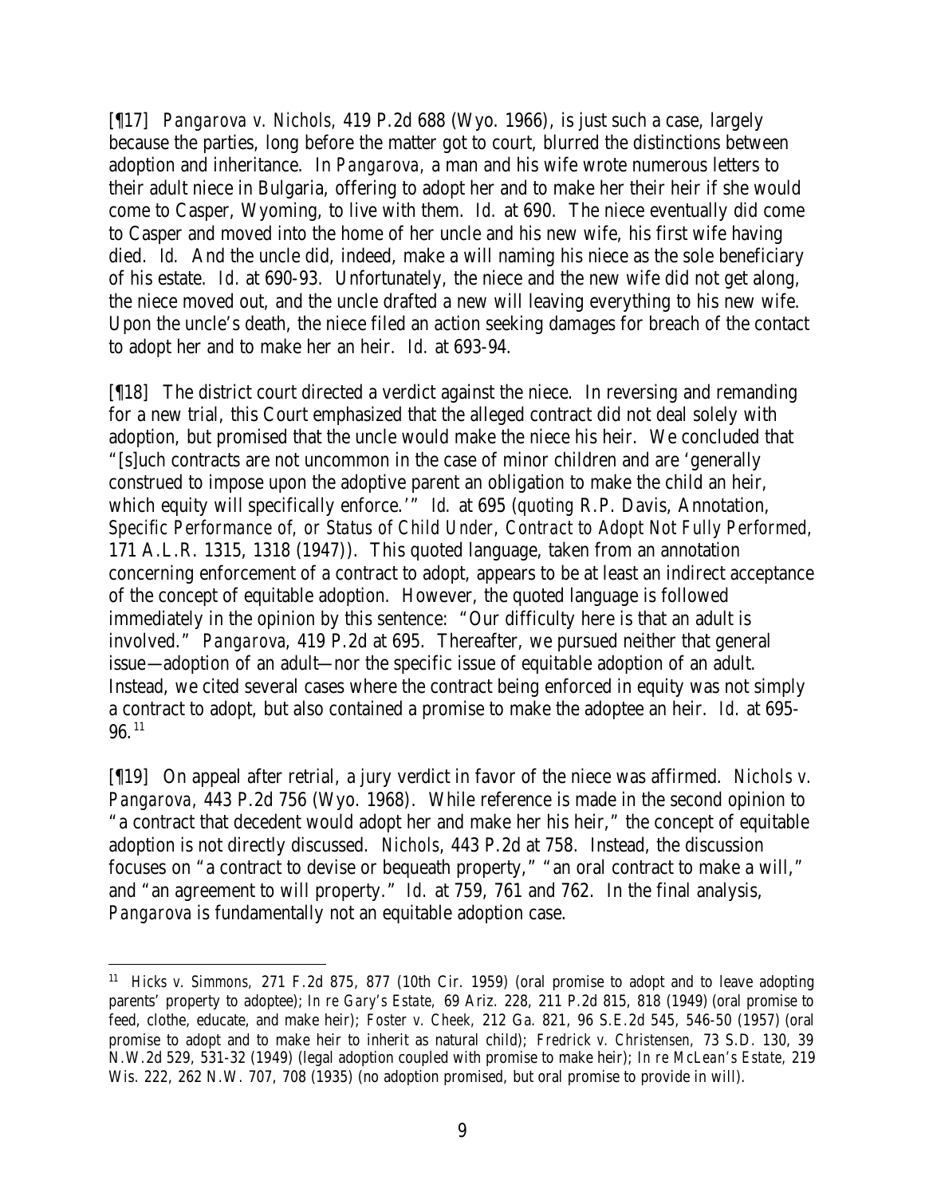[¶17] *Pangarova v. Nichols*, 419 P.2d 688 (Wyo. 1966), is just such a case, largely because the parties, long before the matter got to court, blurred the distinctions between adoption and inheritance. In *Pangarova,* a man and his wife wrote numerous letters to their adult niece in Bulgaria, offering to adopt her and to make her their heir if she would come to Casper, Wyoming, to live with them. *Id.* at 690. The niece eventually did come to Casper and moved into the home of her uncle and his new wife, his first wife having died. *Id.* And the uncle did, indeed, make a will naming his niece as the sole beneficiary of his estate. *Id.* at 690-93. Unfortunately, the niece and the new wife did not get along, the niece moved out, and the uncle drafted a new will leaving everything to his new wife. Upon the uncle's death, the niece filed an action seeking damages for breach of the contact to adopt her and to make her an heir. *Id.* at 693-94.

[¶18] The district court directed a verdict against the niece. In reversing and remanding for a new trial, this Court emphasized that the alleged contract did not deal solely with adoption, but promised that the uncle would make the niece his heir. We concluded that "[s]uch contracts are not uncommon in the case of minor children and are 'generally construed to impose upon the adoptive parent an obligation to make the child an heir, which equity will specifically enforce.'" *Id.* at 695 (*quoting* R.P. Davis, Annotation, *Specific Performance of, or Status of Child Under, Contract to Adopt Not Fully Performed*, 171 A.L.R. 1315, 1318 (1947)). This quoted language, taken from an annotation concerning enforcement of a contract to adopt, appears to be at least an indirect acceptance of the concept of equitable adoption. However, the quoted language is followed immediately in the opinion by this sentence: "Our difficulty here is that an adult is involved." *Pangarova*, 419 P.2d at 695. Thereafter, we pursued neither that general issue—adoption of an adult—nor the specific issue of equitable adoption of an adult. Instead, we cited several cases where the contract being enforced in equity was not simply a contract to adopt, but also contained a promise to make the adoptee an heir. *Id.* at 695-96.[11]

[¶19] On appeal after retrial, a jury verdict in favor of the niece was affirmed. *Nichols v. Pangarova*, 443 P.2d 756 (Wyo. 1968). While reference is made in the second opinion to "a contract that decedent would adopt her and make her his heir," the concept of equitable adoption is not directly discussed. *Nichols*, 443 P.2d at 758. Instead, the discussion focuses on "a contract to devise or bequeath property," "an oral contract to make a will," and "an agreement to will property." *Id.* at 759, 761 and 762. In the final analysis, *Pangarova* is fundamentally not an equitable adoption case.

---

[11] *Hicks v. Simmons,* 271 F.2d 875, 877 (10th Cir. 1959) (oral promise to adopt and to leave adopting parents' property to adoptee); *In re Gary's Estate,* 69 Ariz. 228, 211 P.2d 815, 818 (1949) (oral promise to feed, clothe, educate, and make heir); *Foster v. Cheek,* 212 Ga. 821, 96 S.E.2d 545, 546-50 (1957) (oral promise to adopt and to make heir to inherit as natural child); *Fredrick v. Christensen,* 73 S.D. 130, 39 N.W.2d 529, 531-32 (1949) (legal adoption coupled with promise to make heir); *In re McLean's Estate*, 219 Wis. 222, 262 N.W. 707, 708 (1935) (no adoption promised, but oral promise to provide in will).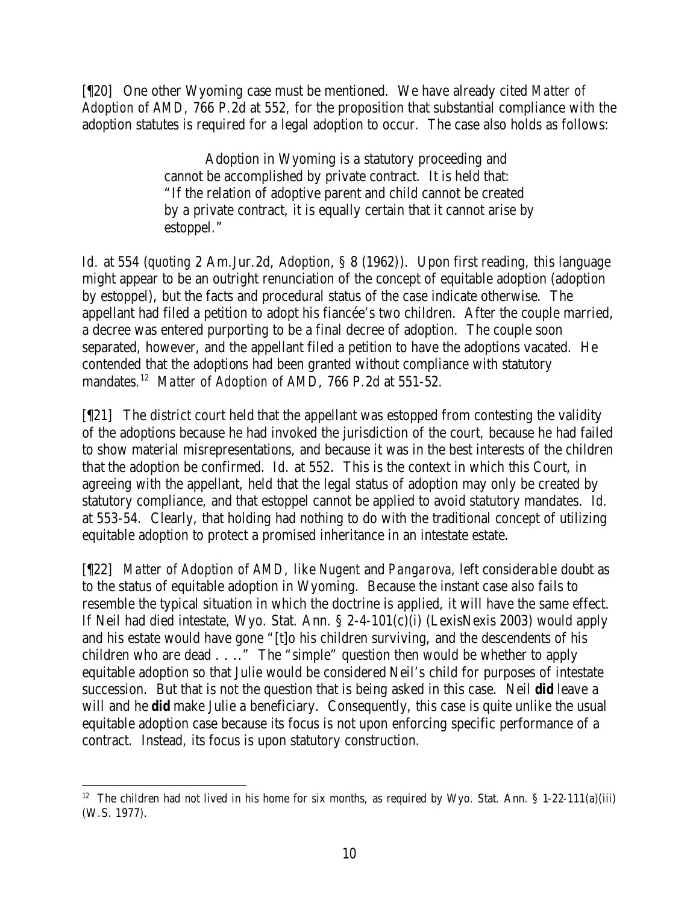[¶20] One other Wyoming case must be mentioned. We have already cited *Matter of Adoption of AMD*, 766 P.2d at 552, for the proposition that substantial compliance with the adoption statutes is required for a legal adoption to occur. The case also holds as follows:

> Adoption in Wyoming is a statutory proceeding and cannot be accomplished by private contract. It is held that: "If the relation of adoptive parent and child cannot be created by a private contract, it is equally certain that it cannot arise by estoppel."

*Id.* at 554 (*quoting* 2 Am.Jur.2d, *Adoption*, § 8 (1962)). Upon first reading, this language might appear to be an outright renunciation of the concept of equitable adoption (adoption by estoppel), but the facts and procedural status of the case indicate otherwise. The appellant had filed a petition to adopt his fiancée's two children. After the couple married, a decree was entered purporting to be a final decree of adoption. The couple soon separated, however, and the appellant filed a petition to have the adoptions vacated. He contended that the adoptions had been granted without compliance with statutory mandates.[12] *Matter of Adoption of AMD*, 766 P.2d at 551-52.

[¶21] The district court held that the appellant was estopped from contesting the validity of the adoptions because he had invoked the jurisdiction of the court, because he had failed to show material misrepresentations, and because it was in the best interests of the children that the adoption be confirmed. *Id.* at 552. This is the context in which this Court, in agreeing with the appellant, held that the legal status of adoption may only be created by statutory compliance, and that estoppel cannot be applied to avoid statutory mandates. *Id.* at 553-54. Clearly, that holding had nothing to do with the traditional concept of utilizing equitable adoption to protect a promised inheritance in an intestate estate.

[¶22] *Matter of Adoption of AMD*, like *Nugent* and *Pangarova*, left considerable doubt as to the status of equitable adoption in Wyoming. Because the instant case also fails to resemble the typical situation in which the doctrine is applied, it will have the same effect. If Neil had died intestate, Wyo. Stat. Ann. § 2-4-101(c)(i) (LexisNexis 2003) would apply and his estate would have gone "[t]o his children surviving, and the descendents of his children who are dead . . . ." The "simple" question then would be whether to apply equitable adoption so that Julie would be considered Neil's child for purposes of intestate succession. But that is not the question that is being asked in this case. Neil **did** leave a will and he **did** make Julie a beneficiary. Consequently, this case is quite unlike the usual equitable adoption case because its focus is not upon enforcing specific performance of a contract. Instead, its focus is upon statutory construction.

---

[12] The children had not lived in his home for six months, as required by Wyo. Stat. Ann. § 1-22-111(a)(iii) (W.S. 1977).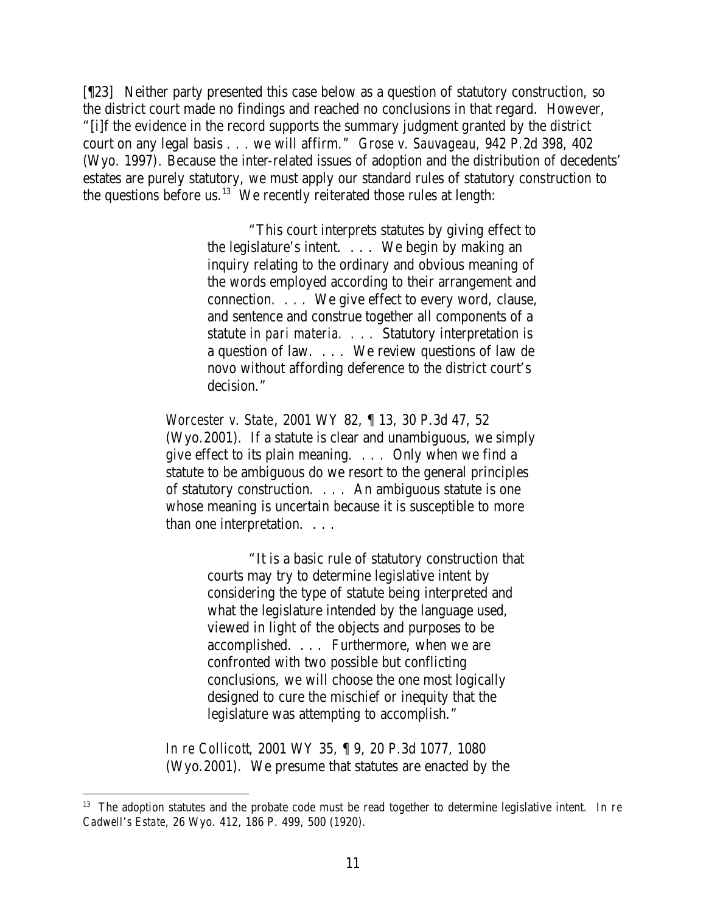[¶23] Neither party presented this case below as a question of statutory construction, so the district court made no findings and reached no conclusions in that regard. However, "[i]f the evidence in the record supports the summary judgment granted by the district court on any legal basis . . . we will affirm." *Grose v. Sauvageau*, 942 P.2d 398, 402 (Wyo. 1997). Because the inter-related issues of adoption and the distribution of decedents' estates are purely statutory, we must apply our standard rules of statutory construction to the questions before us.[13] We recently reiterated those rules at length:

> "This court interprets statutes by giving effect to the legislature's intent. . . . We begin by making an inquiry relating to the ordinary and obvious meaning of the words employed according to their arrangement and connection. . . . We give effect to every word, clause, and sentence and construe together all components of a statute *in pari materia*. . . . Statutory interpretation is a question of law. . . . We review questions of law de novo without affording deference to the district court's decision."
>
> *Worcester v. State*, 2001 WY 82, ¶ 13, 30 P.3d 47, 52 (Wyo.2001). If a statute is clear and unambiguous, we simply give effect to its plain meaning. . . . Only when we find a statute to be ambiguous do we resort to the general principles of statutory construction. . . . An ambiguous statute is one whose meaning is uncertain because it is susceptible to more than one interpretation. . . .
>
> > "It is a basic rule of statutory construction that courts may try to determine legislative intent by considering the type of statute being interpreted and what the legislature intended by the language used, viewed in light of the objects and purposes to be accomplished. . . . Furthermore, when we are confronted with two possible but conflicting conclusions, we will choose the one most logically designed to cure the mischief or inequity that the legislature was attempting to accomplish."
>
> *In re Collicott*, 2001 WY 35, ¶ 9, 20 P.3d 1077, 1080 (Wyo.2001). We presume that statutes are enacted by the

---

[13] The adoption statutes and the probate code must be read together to determine legislative intent. *In re Cadwell's Estate*, 26 Wyo. 412, 186 P. 499, 500 (1920).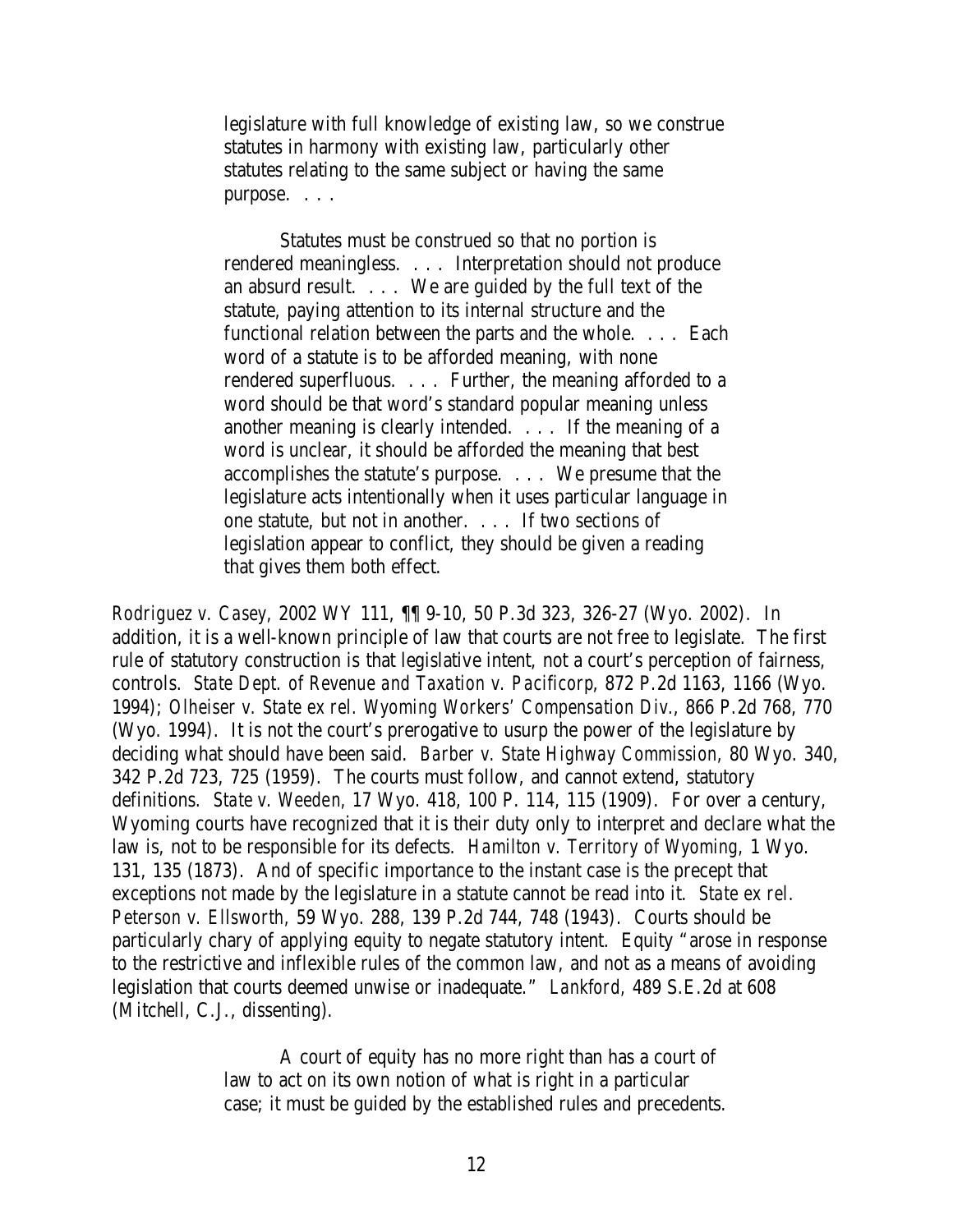> legislature with full knowledge of existing law, so we construe statutes in harmony with existing law, particularly other statutes relating to the same subject or having the same purpose. . . .
>
> Statutes must be construed so that no portion is rendered meaningless. . . . Interpretation should not produce an absurd result. . . . We are guided by the full text of the statute, paying attention to its internal structure and the functional relation between the parts and the whole. . . . Each word of a statute is to be afforded meaning, with none rendered superfluous. . . . Further, the meaning afforded to a word should be that word's standard popular meaning unless another meaning is clearly intended. . . . If the meaning of a word is unclear, it should be afforded the meaning that best accomplishes the statute's purpose. . . . We presume that the legislature acts intentionally when it uses particular language in one statute, but not in another. . . . If two sections of legislation appear to conflict, they should be given a reading that gives them both effect.

*Rodriguez v. Casey*, 2002 WY 111, ¶¶ 9-10, 50 P.3d 323, 326-27 (Wyo. 2002). In addition, it is a well-known principle of law that courts are not free to legislate. The first rule of statutory construction is that legislative intent, not a court's perception of fairness, controls. *State Dept. of Revenue and Taxation v. Pacificorp*, 872 P.2d 1163, 1166 (Wyo. 1994); *Olheiser v. State ex rel. Wyoming Workers' Compensation Div.*, 866 P.2d 768, 770 (Wyo. 1994). It is not the court's prerogative to usurp the power of the legislature by deciding what should have been said. *Barber v. State Highway Commission*, 80 Wyo. 340, 342 P.2d 723, 725 (1959). The courts must follow, and cannot extend, statutory definitions. *State v. Weeden*, 17 Wyo. 418, 100 P. 114, 115 (1909). For over a century, Wyoming courts have recognized that it is their duty only to interpret and declare what the law is, not to be responsible for its defects. *Hamilton v. Territory of Wyoming*, 1 Wyo. 131, 135 (1873). And of specific importance to the instant case is the precept that exceptions not made by the legislature in a statute cannot be read into it. *State ex rel. Peterson v. Ellsworth*, 59 Wyo. 288, 139 P.2d 744, 748 (1943). Courts should be particularly chary of applying equity to negate statutory intent. Equity "arose in response to the restrictive and inflexible rules of the common law, and not as a means of avoiding legislation that courts deemed unwise or inadequate." *Lankford*, 489 S.E.2d at 608 (Mitchell, C.J., dissenting).

> A court of equity has no more right than has a court of law to act on its own notion of what is right in a particular case; it must be guided by the established rules and precedents.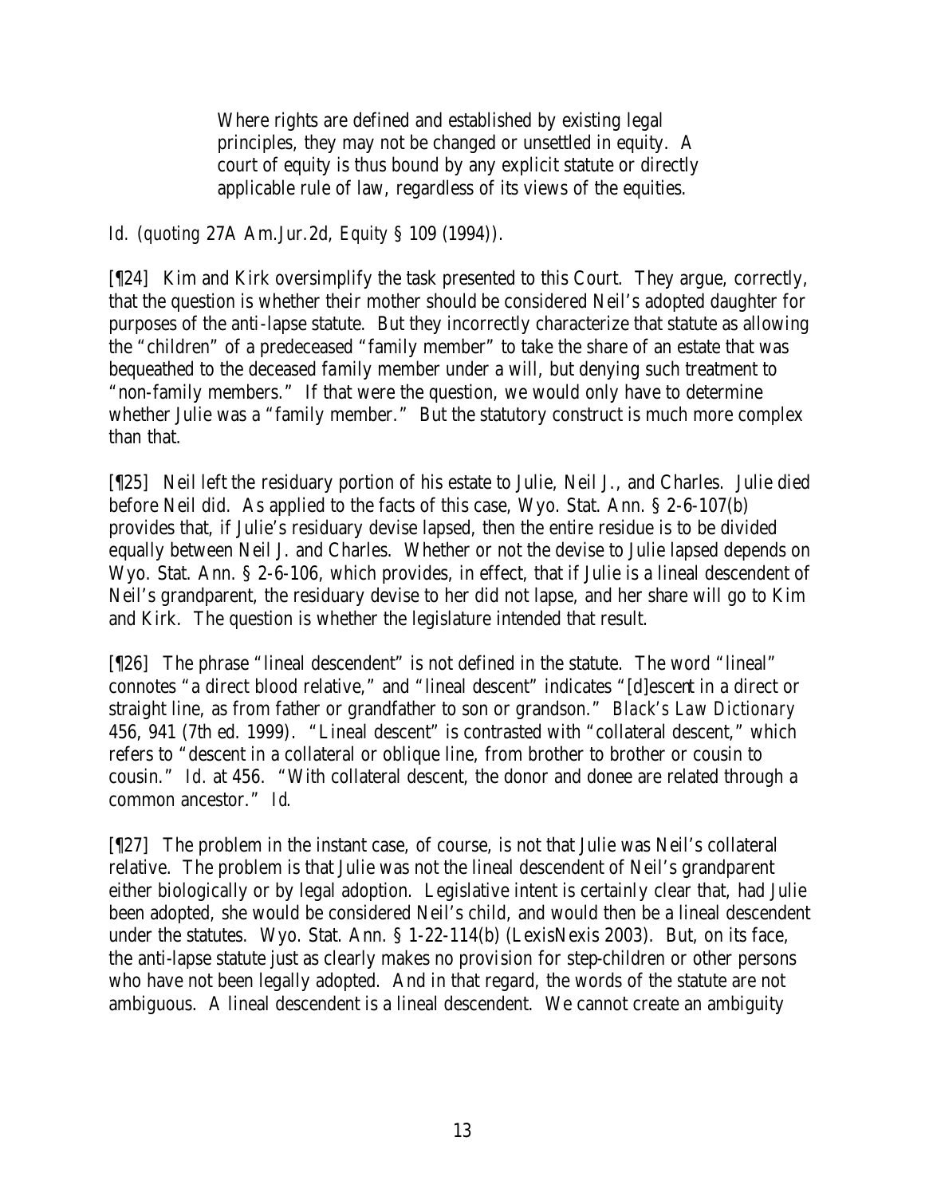> Where rights are defined and established by existing legal principles, they may not be changed or unsettled in equity. A court of equity is thus bound by any explicit statute or directly applicable rule of law, regardless of its views of the equities.

*Id.* (*quoting* 27A Am.Jur.2d, *Equity* § 109 (1994)).

[¶24] Kim and Kirk oversimplify the task presented to this Court. They argue, correctly, that the question is whether their mother should be considered Neil's adopted daughter for purposes of the anti-lapse statute. But they incorrectly characterize that statute as allowing the "children" of a predeceased "family member" to take the share of an estate that was bequeathed to the deceased family member under a will, but denying such treatment to "non-family members." If that were the question, we would only have to determine whether Julie was a "family member." But the statutory construct is much more complex than that.

[¶25] Neil left the residuary portion of his estate to Julie, Neil J., and Charles. Julie died before Neil did. As applied to the facts of this case, Wyo. Stat. Ann. § 2-6-107(b) provides that, if Julie's residuary devise lapsed, then the entire residue is to be divided equally between Neil J. and Charles. Whether or not the devise to Julie lapsed depends on Wyo. Stat. Ann. § 2-6-106, which provides, in effect, that if Julie is a lineal descendent of Neil's grandparent, the residuary devise to her did not lapse, and her share will go to Kim and Kirk. The question is whether the legislature intended that result.

[¶26] The phrase "lineal descendent" is not defined in the statute. The word "lineal" connotes "a direct blood relative," and "lineal descent" indicates "[d]escent in a direct or straight line, as from father or grandfather to son or grandson." *Black's Law Dictionary* 456, 941 (7th ed. 1999). "Lineal descent" is contrasted with "collateral descent," which refers to "descent in a collateral or oblique line, from brother to brother or cousin to cousin." *Id.* at 456. "With collateral descent, the donor and donee are related through a common ancestor." *Id.*

[¶27] The problem in the instant case, of course, is not that Julie was Neil's collateral relative. The problem is that Julie was not the lineal descendent of Neil's grandparent either biologically or by legal adoption. Legislative intent is certainly clear that, had Julie been adopted, she would be considered Neil's child, and would then be a lineal descendent under the statutes. Wyo. Stat. Ann. § 1-22-114(b) (LexisNexis 2003). But, on its face, the anti-lapse statute just as clearly makes no provision for step-children or other persons who have not been legally adopted. And in that regard, the words of the statute are not ambiguous. A lineal descendent is a lineal descendent. We cannot create an ambiguity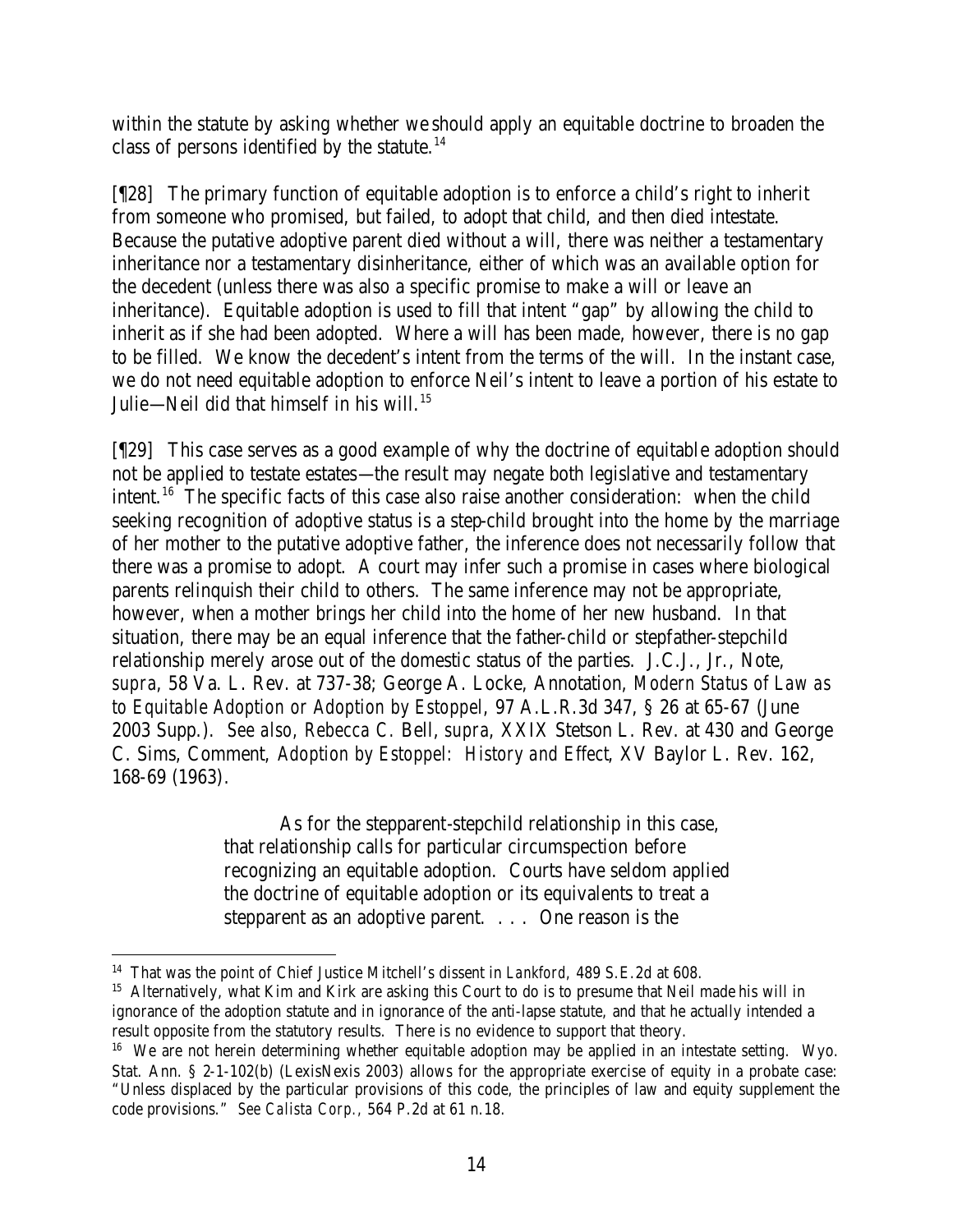within the statute by asking whether we should apply an equitable doctrine to broaden the class of persons identified by the statute.[14]

[¶28] The primary function of equitable adoption is to enforce a child's right to inherit from someone who promised, but failed, to adopt that child, and then died intestate. Because the putative adoptive parent died without a will, there was neither a testamentary inheritance nor a testamentary disinheritance, either of which was an available option for the decedent (unless there was also a specific promise to make a will or leave an inheritance). Equitable adoption is used to fill that intent "gap" by allowing the child to inherit as if she had been adopted. Where a will has been made, however, there is no gap to be filled. We know the decedent's intent from the terms of the will. In the instant case, we do not need equitable adoption to enforce Neil's intent to leave a portion of his estate to Julie—Neil did that himself in his will.[15]

[¶29] This case serves as a good example of why the doctrine of equitable adoption should not be applied to testate estates—the result may negate both legislative and testamentary intent.[16] The specific facts of this case also raise another consideration: when the child seeking recognition of adoptive status is a step-child brought into the home by the marriage of her mother to the putative adoptive father, the inference does not necessarily follow that there was a promise to adopt. A court may infer such a promise in cases where biological parents relinquish their child to others. The same inference may not be appropriate, however, when a mother brings her child into the home of her new husband. In that situation, there may be an equal inference that the father-child or stepfather-stepchild relationship merely arose out of the domestic status of the parties. J.C.J., Jr., Note, *supra*, 58 Va. L. Rev. at 737-38; George A. Locke, Annotation, *Modern Status of Law as to Equitable Adoption or Adoption by Estoppel*, 97 A.L.R.3d 347, § 26 at 65-67 (June 2003 Supp.). *See also*, Rebecca C. Bell, *supra*, XXIX Stetson L. Rev. at 430 and George C. Sims, Comment, *Adoption by Estoppel: History and Effect*, XV Baylor L. Rev. 162, 168-69 (1963).

> As for the stepparent-stepchild relationship in this case, that relationship calls for particular circumspection before recognizing an equitable adoption. Courts have seldom applied the doctrine of equitable adoption or its equivalents to treat a stepparent as an adoptive parent. . . . One reason is the

---

[14] That was the point of Chief Justice Mitchell's dissent in *Lankford*, 489 S.E.2d at 608.

[15] Alternatively, what Kim and Kirk are asking this Court to do is to presume that Neil made his will in ignorance of the adoption statute and in ignorance of the anti-lapse statute, and that he actually intended a result opposite from the statutory results. There is no evidence to support that theory.

[16] We are not herein determining whether equitable adoption may be applied in an intestate setting. Wyo. Stat. Ann. § 2-1-102(b) (LexisNexis 2003) allows for the appropriate exercise of equity in a probate case: "Unless displaced by the particular provisions of this code, the principles of law and equity supplement the code provisions." *See Calista Corp.*, 564 P.2d at 61 n.18.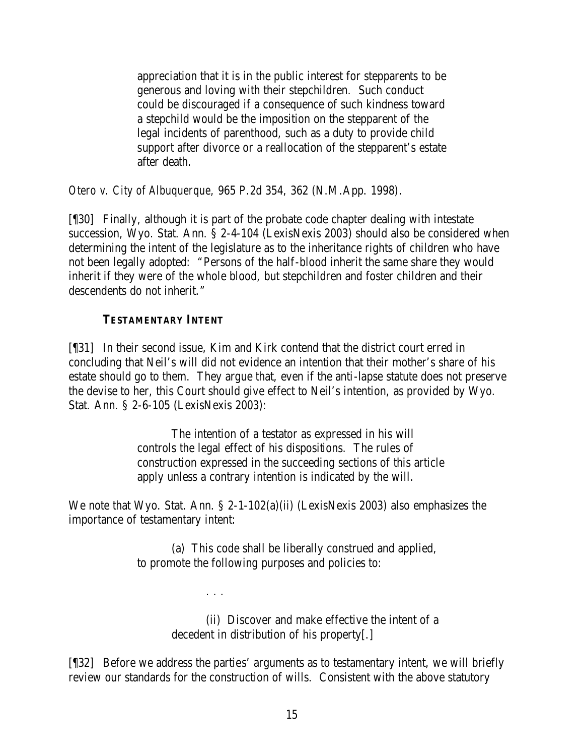> appreciation that it is in the public interest for stepparents to be generous and loving with their stepchildren. Such conduct could be discouraged if a consequence of such kindness toward a stepchild would be the imposition on the stepparent of the legal incidents of parenthood, such as a duty to provide child support after divorce or a reallocation of the stepparent's estate after death.

*Otero v. City of Albuquerque*, 965 P.2d 354, 362 (N.M.App. 1998).

[¶30] Finally, although it is part of the probate code chapter dealing with intestate succession, Wyo. Stat. Ann. § 2-4-104 (LexisNexis 2003) should also be considered when determining the intent of the legislature as to the inheritance rights of children who have not been legally adopted: "Persons of the half-blood inherit the same share they would inherit if they were of the whole blood, but stepchildren and foster children and their descendents do not inherit."

### TESTAMENTARY INTENT

[¶31] In their second issue, Kim and Kirk contend that the district court erred in concluding that Neil's will did not evidence an intention that their mother's share of his estate should go to them. They argue that, even if the anti-lapse statute does not preserve the devise to her, this Court should give effect to Neil's intention, as provided by Wyo. Stat. Ann. § 2-6-105 (LexisNexis 2003):

> The intention of a testator as expressed in his will controls the legal effect of his dispositions. The rules of construction expressed in the succeeding sections of this article apply unless a contrary intention is indicated by the will.

We note that Wyo. Stat. Ann. § 2-1-102(a)(ii) (LexisNexis 2003) also emphasizes the importance of testamentary intent:

> (a) This code shall be liberally construed and applied, to promote the following purposes and policies to:
>
> . . .
>
> (ii) Discover and make effective the intent of a decedent in distribution of his property[.]

[¶32] Before we address the parties' arguments as to testamentary intent, we will briefly review our standards for the construction of wills. Consistent with the above statutory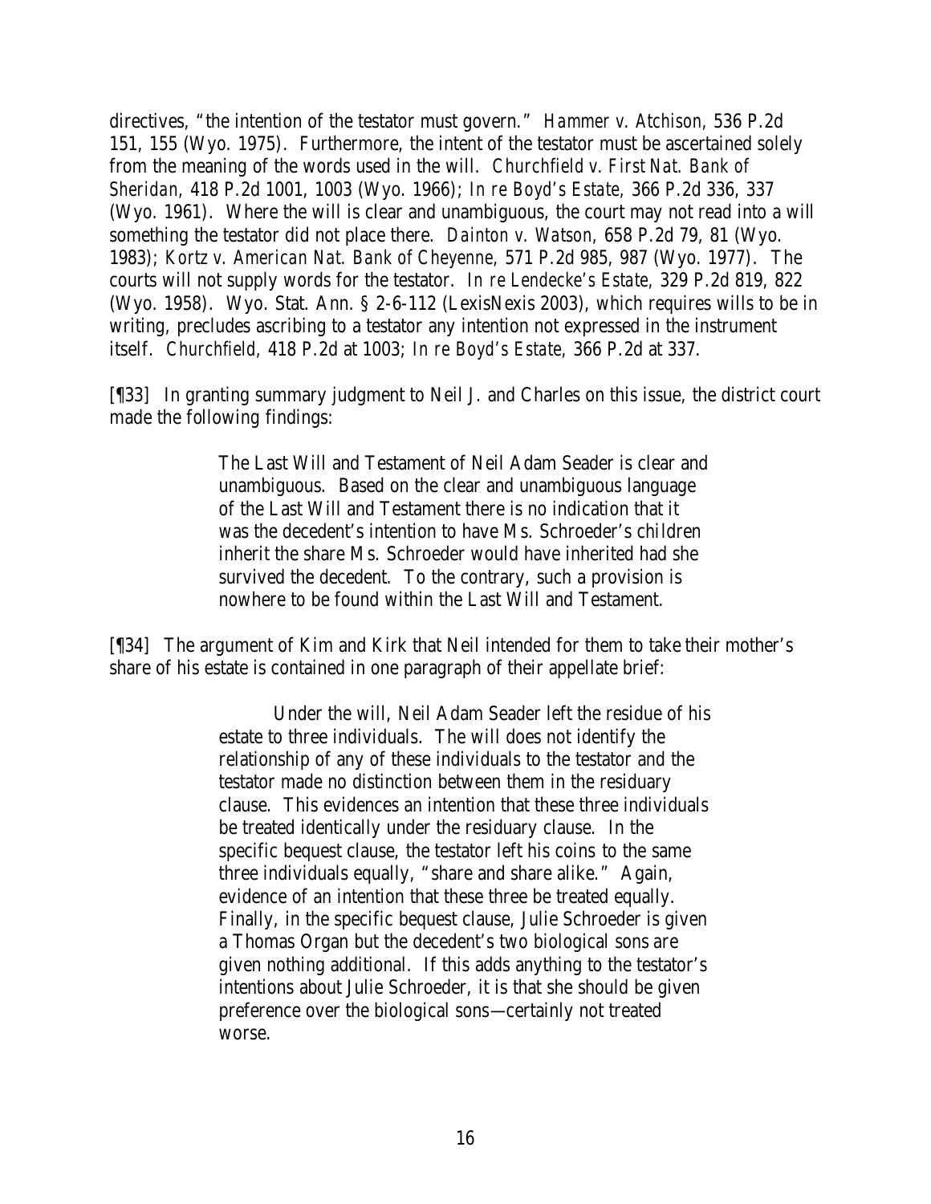directives, "the intention of the testator must govern." *Hammer v. Atchison*, 536 P.2d 151, 155 (Wyo. 1975). Furthermore, the intent of the testator must be ascertained solely from the meaning of the words used in the will. *Churchfield v. First Nat. Bank of Sheridan*, 418 P.2d 1001, 1003 (Wyo. 1966); *In re Boyd's Estate*, 366 P.2d 336, 337 (Wyo. 1961). Where the will is clear and unambiguous, the court may not read into a will something the testator did not place there. *Dainton v. Watson*, 658 P.2d 79, 81 (Wyo. 1983); *Kortz v. American Nat. Bank of Cheyenne*, 571 P.2d 985, 987 (Wyo. 1977). The courts will not supply words for the testator. *In re Lendecke's Estate*, 329 P.2d 819, 822 (Wyo. 1958). Wyo. Stat. Ann. § 2-6-112 (LexisNexis 2003), which requires wills to be in writing, precludes ascribing to a testator any intention not expressed in the instrument itself. *Churchfield*, 418 P.2d at 1003; *In re Boyd's Estate*, 366 P.2d at 337.

[¶33] In granting summary judgment to Neil J. and Charles on this issue, the district court made the following findings:

> The Last Will and Testament of Neil Adam Seader is clear and unambiguous. Based on the clear and unambiguous language of the Last Will and Testament there is no indication that it was the decedent's intention to have Ms. Schroeder's children inherit the share Ms. Schroeder would have inherited had she survived the decedent. To the contrary, such a provision is nowhere to be found within the Last Will and Testament.

[¶34] The argument of Kim and Kirk that Neil intended for them to take their mother's share of his estate is contained in one paragraph of their appellate brief:

> Under the will, Neil Adam Seader left the residue of his estate to three individuals. The will does not identify the relationship of any of these individuals to the testator and the testator made no distinction between them in the residuary clause. This evidences an intention that these three individuals be treated identically under the residuary clause. In the specific bequest clause, the testator left his coins to the same three individuals equally, "share and share alike." Again, evidence of an intention that these three be treated equally. Finally, in the specific bequest clause, Julie Schroeder is given a Thomas Organ but the decedent's two biological sons are given nothing additional. If this adds anything to the testator's intentions about Julie Schroeder, it is that she should be given preference over the biological sons—certainly not treated worse.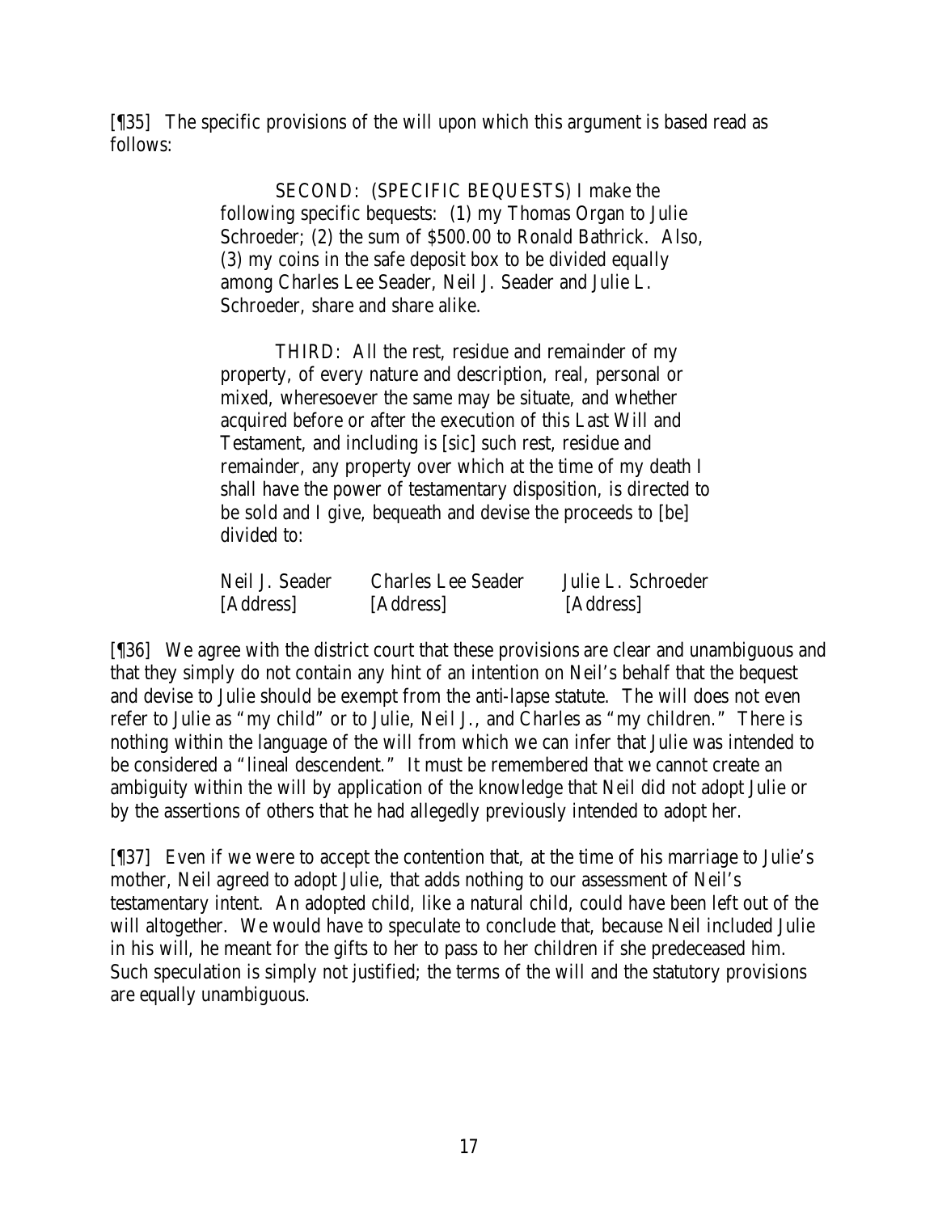[¶35] The specific provisions of the will upon which this argument is based read as follows:

> SECOND: (SPECIFIC BEQUESTS) I make the following specific bequests: (1) my Thomas Organ to Julie Schroeder; (2) the sum of $500.00 to Ronald Bathrick. Also, (3) my coins in the safe deposit box to be divided equally among Charles Lee Seader, Neil J. Seader and Julie L. Schroeder, share and share alike.
>
> THIRD: All the rest, residue and remainder of my property, of every nature and description, real, personal or mixed, wheresoever the same may be situate, and whether acquired before or after the execution of this Last Will and Testament, and including is [sic] such rest, residue and remainder, any property over which at the time of my death I shall have the power of testamentary disposition, is directed to be sold and I give, bequeath and devise the proceeds to [be] divided to:
>
> | | | |
> |---|---|---|
> | Neil J. Seader | Charles Lee Seader | Julie L. Schroeder |
> | [Address] | [Address] | [Address] |

[¶36] We agree with the district court that these provisions are clear and unambiguous and that they simply do not contain any hint of an intention on Neil's behalf that the bequest and devise to Julie should be exempt from the anti-lapse statute. The will does not even refer to Julie as "my child" or to Julie, Neil J., and Charles as "my children." There is nothing within the language of the will from which we can infer that Julie was intended to be considered a "lineal descendent." It must be remembered that we cannot create an ambiguity within the will by application of the knowledge that Neil did not adopt Julie or by the assertions of others that he had allegedly previously intended to adopt her.

[¶37] Even if we were to accept the contention that, at the time of his marriage to Julie's mother, Neil agreed to adopt Julie, that adds nothing to our assessment of Neil's testamentary intent. An adopted child, like a natural child, could have been left out of the will altogether. We would have to speculate to conclude that, because Neil included Julie in his will, he meant for the gifts to her to pass to her children if she predeceased him. Such speculation is simply not justified; the terms of the will and the statutory provisions are equally unambiguous.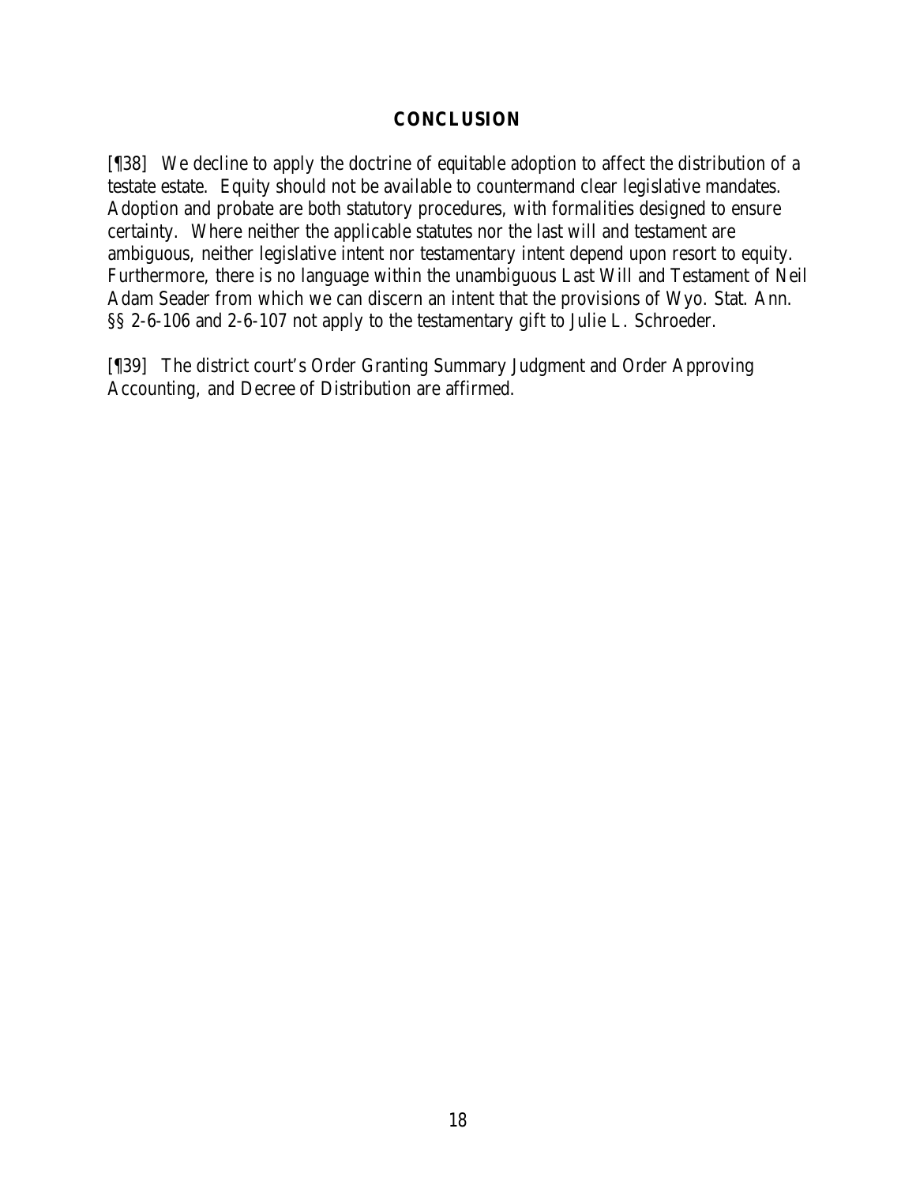## CONCLUSION

[¶38] We decline to apply the doctrine of equitable adoption to affect the distribution of a testate estate. Equity should not be available to countermand clear legislative mandates. Adoption and probate are both statutory procedures, with formalities designed to ensure certainty. Where neither the applicable statutes nor the last will and testament are ambiguous, neither legislative intent nor testamentary intent depend upon resort to equity. Furthermore, there is no language within the unambiguous Last Will and Testament of Neil Adam Seader from which we can discern an intent that the provisions of Wyo. Stat. Ann. §§ 2-6-106 and 2-6-107 not apply to the testamentary gift to Julie L. Schroeder.

[¶39] The district court's Order Granting Summary Judgment and Order Approving Accounting, and Decree of Distribution are affirmed.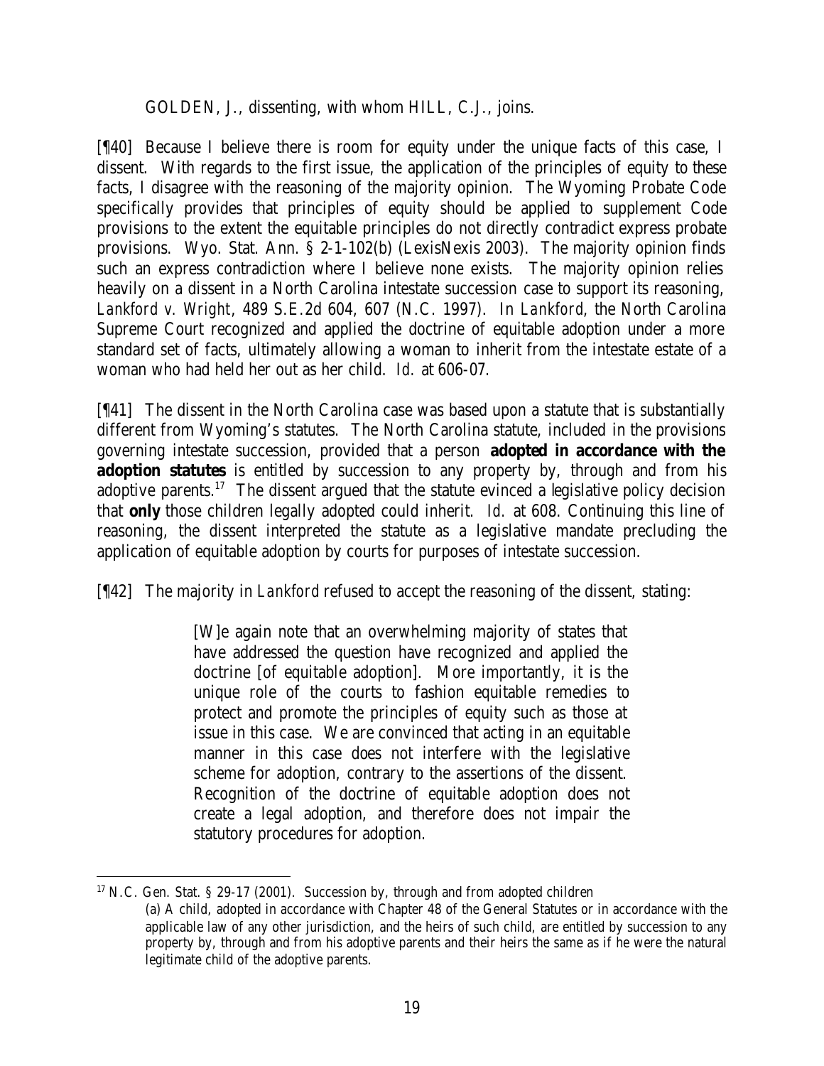GOLDEN, J., dissenting, with whom HILL, C.J., joins.

[¶40] Because I believe there is room for equity under the unique facts of this case, I dissent. With regards to the first issue, the application of the principles of equity to these facts, I disagree with the reasoning of the majority opinion. The Wyoming Probate Code specifically provides that principles of equity should be applied to supplement Code provisions to the extent the equitable principles do not directly contradict express probate provisions. Wyo. Stat. Ann. § 2-1-102(b) (LexisNexis 2003). The majority opinion finds such an express contradiction where I believe none exists. The majority opinion relies heavily on a dissent in a North Carolina intestate succession case to support its reasoning, *Lankford v. Wright*, 489 S.E.2d 604, 607 (N.C. 1997). In *Lankford*, the North Carolina Supreme Court recognized and applied the doctrine of equitable adoption under a more standard set of facts, ultimately allowing a woman to inherit from the intestate estate of a woman who had held her out as her child. *Id.* at 606-07.

[¶41] The dissent in the North Carolina case was based upon a statute that is substantially different from Wyoming's statutes. The North Carolina statute, included in the provisions governing intestate succession, provided that a person **adopted in accordance with the adoption statutes** is entitled by succession to any property by, through and from his adoptive parents.[17] The dissent argued that the statute evinced a legislative policy decision that **only** those children legally adopted could inherit. *Id.* at 608. Continuing this line of reasoning, the dissent interpreted the statute as a legislative mandate precluding the application of equitable adoption by courts for purposes of intestate succession.

[¶42] The majority in *Lankford* refused to accept the reasoning of the dissent, stating:

> [W]e again note that an overwhelming majority of states that have addressed the question have recognized and applied the doctrine [of equitable adoption]. More importantly, it is the unique role of the courts to fashion equitable remedies to protect and promote the principles of equity such as those at issue in this case. We are convinced that acting in an equitable manner in this case does not interfere with the legislative scheme for adoption, contrary to the assertions of the dissent. Recognition of the doctrine of equitable adoption does not create a legal adoption, and therefore does not impair the statutory procedures for adoption.

---

[17] N.C. Gen. Stat. § 29-17 (2001). Succession by, through and from adopted children

(a) A child, adopted in accordance with Chapter 48 of the General Statutes or in accordance with the applicable law of any other jurisdiction, and the heirs of such child, are entitled by succession to any property by, through and from his adoptive parents and their heirs the same as if he were the natural legitimate child of the adoptive parents.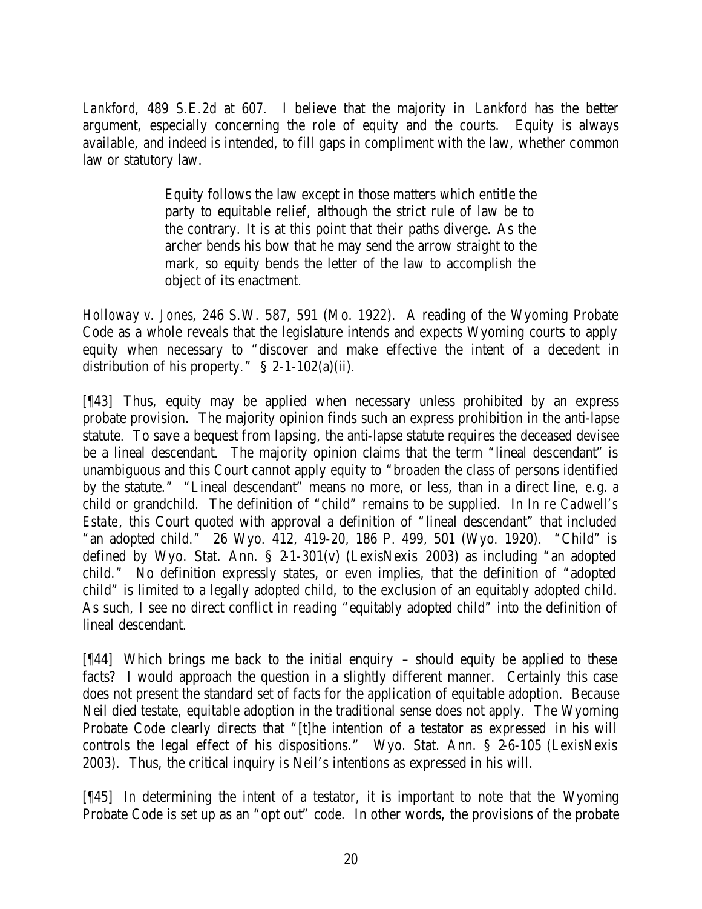*Lankford*, 489 S.E.2d at 607. I believe that the majority in *Lankford* has the better argument, especially concerning the role of equity and the courts. Equity is always available, and indeed is intended, to fill gaps in compliment with the law, whether common law or statutory law.

> Equity follows the law except in those matters which entitle the party to equitable relief, although the strict rule of law be to the contrary. It is at this point that their paths diverge. As the archer bends his bow that he may send the arrow straight to the mark, so equity bends the letter of the law to accomplish the object of its enactment.

*Holloway v. Jones*, 246 S.W. 587, 591 (Mo. 1922). A reading of the Wyoming Probate Code as a whole reveals that the legislature intends and expects Wyoming courts to apply equity when necessary to "discover and make effective the intent of a decedent in distribution of his property." § 2-1-102(a)(ii).

[¶43] Thus, equity may be applied when necessary unless prohibited by an express probate provision. The majority opinion finds such an express prohibition in the anti-lapse statute. To save a bequest from lapsing, the anti-lapse statute requires the deceased devisee be a lineal descendant. The majority opinion claims that the term "lineal descendant" is unambiguous and this Court cannot apply equity to "broaden the class of persons identified by the statute." "Lineal descendant" means no more, or less, than in a direct line, *e.g.* a child or grandchild. The definition of "child" remains to be supplied. In *In re Cadwell's Estate*, this Court quoted with approval a definition of "lineal descendant" that included "an adopted child." 26 Wyo. 412, 419-20, 186 P. 499, 501 (Wyo. 1920). "Child" is defined by Wyo. Stat. Ann. § 2-1-301(v) (LexisNexis 2003) as including "an adopted child." No definition expressly states, or even implies, that the definition of "adopted child" is limited to a legally adopted child, to the exclusion of an equitably adopted child. As such, I see no direct conflict in reading "equitably adopted child" into the definition of lineal descendant.

[¶44] Which brings me back to the initial enquiry – should equity be applied to these facts? I would approach the question in a slightly different manner. Certainly this case does not present the standard set of facts for the application of equitable adoption. Because Neil died testate, equitable adoption in the traditional sense does not apply. The Wyoming Probate Code clearly directs that "[t]he intention of a testator as expressed in his will controls the legal effect of his dispositions." Wyo. Stat. Ann. § 2-6-105 (LexisNexis 2003). Thus, the critical inquiry is Neil's intentions as expressed in his will.

[¶45] In determining the intent of a testator, it is important to note that the Wyoming Probate Code is set up as an "opt out" code. In other words, the provisions of the probate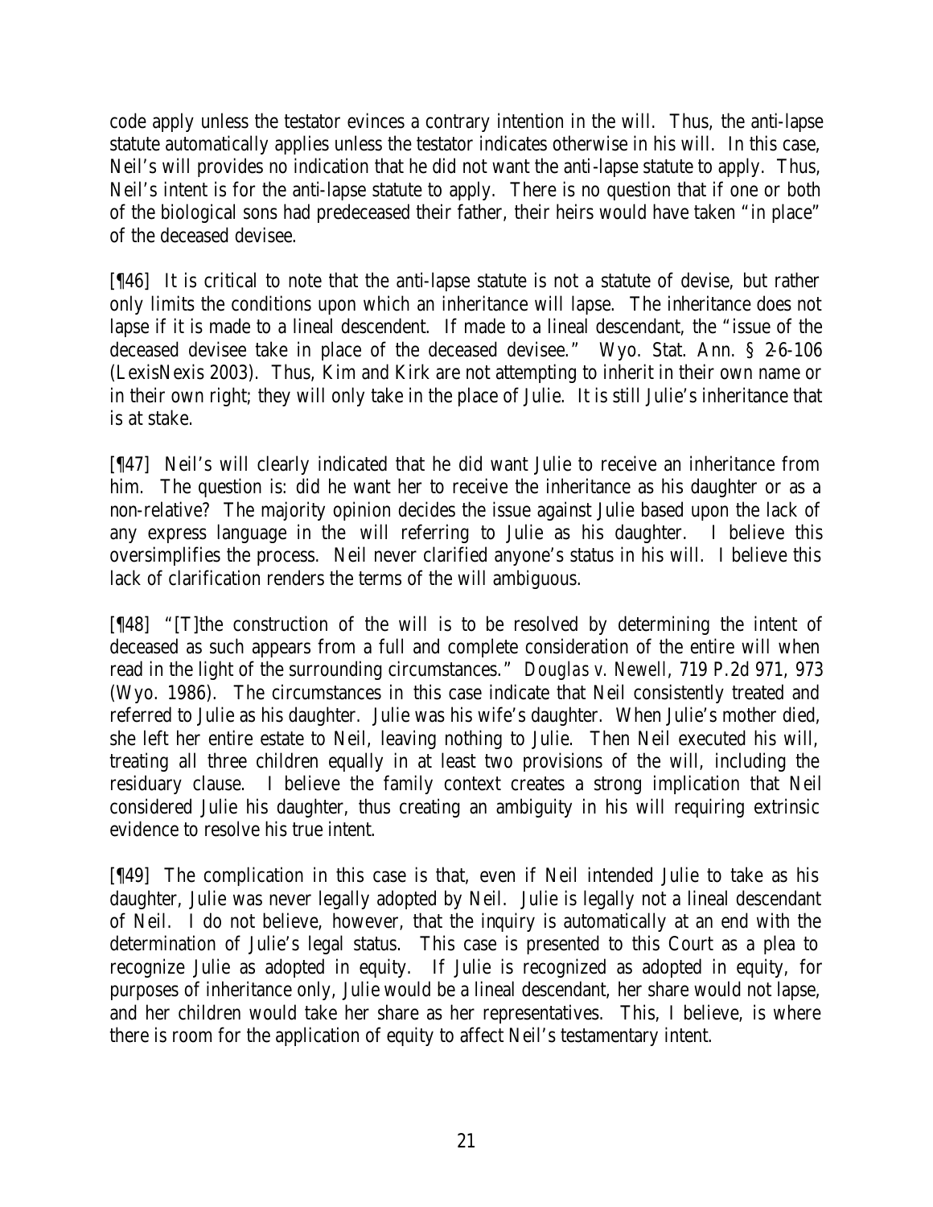code apply unless the testator evinces a contrary intention in the will. Thus, the anti-lapse statute automatically applies unless the testator indicates otherwise in his will. In this case, Neil's will provides no indication that he did not want the anti-lapse statute to apply. Thus, Neil's intent is for the anti-lapse statute to apply. There is no question that if one or both of the biological sons had predeceased their father, their heirs would have taken "in place" of the deceased devisee.

[¶46] It is critical to note that the anti-lapse statute is not a statute of devise, but rather only limits the conditions upon which an inheritance will lapse. The inheritance does not lapse if it is made to a lineal descendent. If made to a lineal descendant, the "issue of the deceased devisee take in place of the deceased devisee." Wyo. Stat. Ann. § 2-6-106 (LexisNexis 2003). Thus, Kim and Kirk are not attempting to inherit in their own name or in their own right; they will only take in the place of Julie. It is still Julie's inheritance that is at stake.

[¶47] Neil's will clearly indicated that he did want Julie to receive an inheritance from him. The question is: did he want her to receive the inheritance as his daughter or as a non-relative? The majority opinion decides the issue against Julie based upon the lack of any express language in the will referring to Julie as his daughter. I believe this oversimplifies the process. Neil never clarified anyone's status in his will. I believe this lack of clarification renders the terms of the will ambiguous.

[¶48] "[T]he construction of the will is to be resolved by determining the intent of deceased as such appears from a full and complete consideration of the entire will when read in the light of the surrounding circumstances." *Douglas v. Newell*, 719 P.2d 971, 973 (Wyo. 1986). The circumstances in this case indicate that Neil consistently treated and referred to Julie as his daughter. Julie was his wife's daughter. When Julie's mother died, she left her entire estate to Neil, leaving nothing to Julie. Then Neil executed his will, treating all three children equally in at least two provisions of the will, including the residuary clause. I believe the family context creates a strong implication that Neil considered Julie his daughter, thus creating an ambiguity in his will requiring extrinsic evidence to resolve his true intent.

[¶49] The complication in this case is that, even if Neil intended Julie to take as his daughter, Julie was never legally adopted by Neil. Julie is legally not a lineal descendant of Neil. I do not believe, however, that the inquiry is automatically at an end with the determination of Julie's legal status. This case is presented to this Court as a plea to recognize Julie as adopted in equity. If Julie is recognized as adopted in equity, for purposes of inheritance only, Julie would be a lineal descendant, her share would not lapse, and her children would take her share as her representatives. This, I believe, is where there is room for the application of equity to affect Neil's testamentary intent.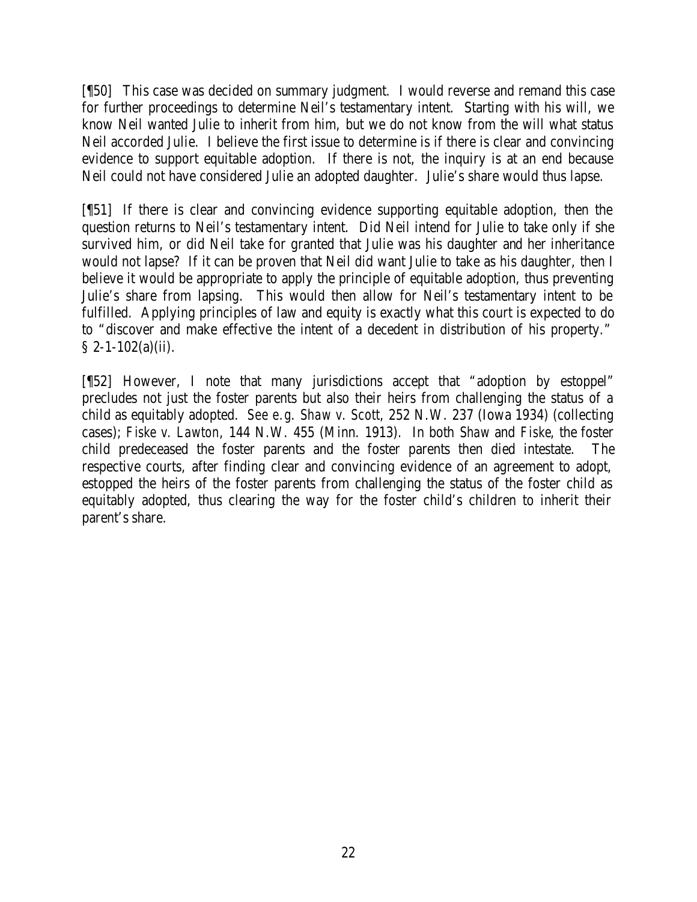[¶50] This case was decided on summary judgment. I would reverse and remand this case for further proceedings to determine Neil's testamentary intent. Starting with his will, we know Neil wanted Julie to inherit from him, but we do not know from the will what status Neil accorded Julie. I believe the first issue to determine is if there is clear and convincing evidence to support equitable adoption. If there is not, the inquiry is at an end because Neil could not have considered Julie an adopted daughter. Julie's share would thus lapse.

[¶51] If there is clear and convincing evidence supporting equitable adoption, then the question returns to Neil's testamentary intent. Did Neil intend for Julie to take only if she survived him, or did Neil take for granted that Julie was his daughter and her inheritance would not lapse? If it can be proven that Neil did want Julie to take as his daughter, then I believe it would be appropriate to apply the principle of equitable adoption, thus preventing Julie's share from lapsing. This would then allow for Neil's testamentary intent to be fulfilled. Applying principles of law and equity is exactly what this court is expected to do to "discover and make effective the intent of a decedent in distribution of his property." § 2-1-102(a)(ii).

[¶52] However, I note that many jurisdictions accept that "adoption by estoppel" precludes not just the foster parents but also their heirs from challenging the status of a child as equitably adopted. *See e.g. Shaw v. Scott*, 252 N.W. 237 (Iowa 1934) (collecting cases); *Fiske v. Lawton*, 144 N.W. 455 (Minn. 1913). In both *Shaw* and *Fiske*, the foster child predeceased the foster parents and the foster parents then died intestate. The respective courts, after finding clear and convincing evidence of an agreement to adopt, estopped the heirs of the foster parents from challenging the status of the foster child as equitably adopted, thus clearing the way for the foster child's children to inherit their parent's share.